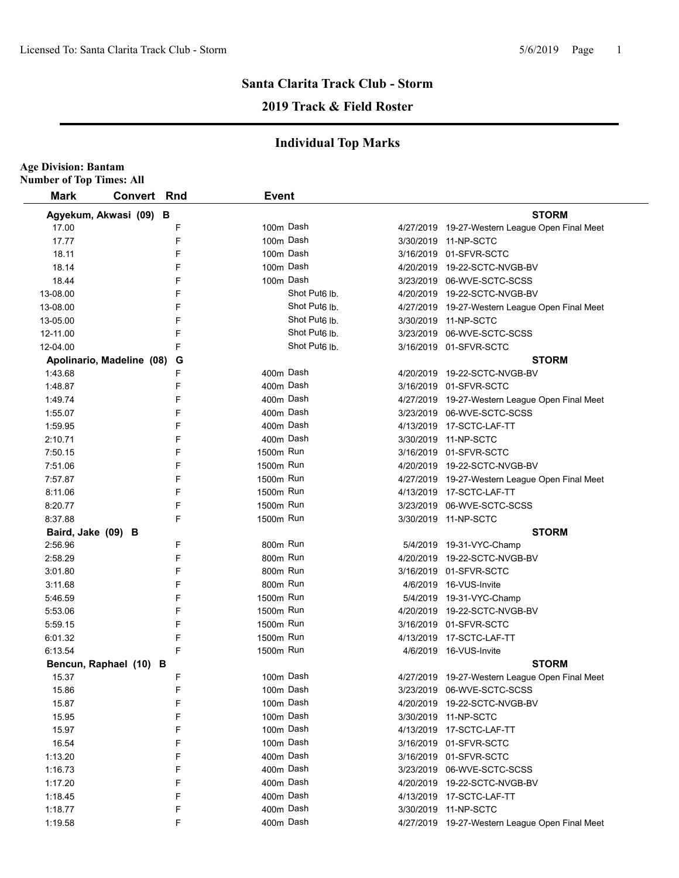# Santa Clarita Track Club - Storm

## 2019 Track & Field Roster

## Individual Top Marks

**Age Division: Bantam**
**Number of Top Times: All**

| Mark | Convert | Rnd | Event | Date | Meet |
|---|---|---|---|---|---|
| **Agyekum, Akwasi (09) B** | | | | | **STORM** |
| 17.00 | | F | 100m Dash | 4/27/2019 | 19-27-Western League Open Final Meet |
| 17.77 | | F | 100m Dash | 3/30/2019 | 11-NP-SCTC |
| 18.11 | | F | 100m Dash | 3/16/2019 | 01-SFVR-SCTC |
| 18.14 | | F | 100m Dash | 4/20/2019 | 19-22-SCTC-NVGB-BV |
| 18.44 | | F | 100m Dash | 3/23/2019 | 06-WVE-SCTC-SCSS |
| 13-08.00 | | F | Shot Put6 lb. | 4/20/2019 | 19-22-SCTC-NVGB-BV |
| 13-08.00 | | F | Shot Put6 lb. | 4/27/2019 | 19-27-Western League Open Final Meet |
| 13-05.00 | | F | Shot Put6 lb. | 3/30/2019 | 11-NP-SCTC |
| 12-11.00 | | F | Shot Put6 lb. | 3/23/2019 | 06-WVE-SCTC-SCSS |
| 12-04.00 | | F | Shot Put6 lb. | 3/16/2019 | 01-SFVR-SCTC |
| **Apolinario, Madeline (08) G** | | | | | **STORM** |
| 1:43.68 | | F | 400m Dash | 4/20/2019 | 19-22-SCTC-NVGB-BV |
| 1:48.87 | | F | 400m Dash | 3/16/2019 | 01-SFVR-SCTC |
| 1:49.74 | | F | 400m Dash | 4/27/2019 | 19-27-Western League Open Final Meet |
| 1:55.07 | | F | 400m Dash | 3/23/2019 | 06-WVE-SCTC-SCSS |
| 1:59.95 | | F | 400m Dash | 4/13/2019 | 17-SCTC-LAF-TT |
| 2:10.71 | | F | 400m Dash | 3/30/2019 | 11-NP-SCTC |
| 7:50.15 | | F | 1500m Run | 3/16/2019 | 01-SFVR-SCTC |
| 7:51.06 | | F | 1500m Run | 4/20/2019 | 19-22-SCTC-NVGB-BV |
| 7:57.87 | | F | 1500m Run | 4/27/2019 | 19-27-Western League Open Final Meet |
| 8:11.06 | | F | 1500m Run | 4/13/2019 | 17-SCTC-LAF-TT |
| 8:20.77 | | F | 1500m Run | 3/23/2019 | 06-WVE-SCTC-SCSS |
| 8:37.88 | | F | 1500m Run | 3/30/2019 | 11-NP-SCTC |
| **Baird, Jake (09) B** | | | | | **STORM** |
| 2:56.96 | | F | 800m Run | 5/4/2019 | 19-31-VYC-Champ |
| 2:58.29 | | F | 800m Run | 4/20/2019 | 19-22-SCTC-NVGB-BV |
| 3:01.80 | | F | 800m Run | 3/16/2019 | 01-SFVR-SCTC |
| 3:11.68 | | F | 800m Run | 4/6/2019 | 16-VUS-Invite |
| 5:46.59 | | F | 1500m Run | 5/4/2019 | 19-31-VYC-Champ |
| 5:53.06 | | F | 1500m Run | 4/20/2019 | 19-22-SCTC-NVGB-BV |
| 5:59.15 | | F | 1500m Run | 3/16/2019 | 01-SFVR-SCTC |
| 6:01.32 | | F | 1500m Run | 4/13/2019 | 17-SCTC-LAF-TT |
| 6:13.54 | | F | 1500m Run | 4/6/2019 | 16-VUS-Invite |
| **Bencun, Raphael (10) B** | | | | | **STORM** |
| 15.37 | | F | 100m Dash | 4/27/2019 | 19-27-Western League Open Final Meet |
| 15.86 | | F | 100m Dash | 3/23/2019 | 06-WVE-SCTC-SCSS |
| 15.87 | | F | 100m Dash | 4/20/2019 | 19-22-SCTC-NVGB-BV |
| 15.95 | | F | 100m Dash | 3/30/2019 | 11-NP-SCTC |
| 15.97 | | F | 100m Dash | 4/13/2019 | 17-SCTC-LAF-TT |
| 16.54 | | F | 100m Dash | 3/16/2019 | 01-SFVR-SCTC |
| 1:13.20 | | F | 400m Dash | 3/16/2019 | 01-SFVR-SCTC |
| 1:16.73 | | F | 400m Dash | 3/23/2019 | 06-WVE-SCTC-SCSS |
| 1:17.20 | | F | 400m Dash | 4/20/2019 | 19-22-SCTC-NVGB-BV |
| 1:18.45 | | F | 400m Dash | 4/13/2019 | 17-SCTC-LAF-TT |
| 1:18.77 | | F | 400m Dash | 3/30/2019 | 11-NP-SCTC |
| 1:19.58 | | F | 400m Dash | 4/27/2019 | 19-27-Western League Open Final Meet |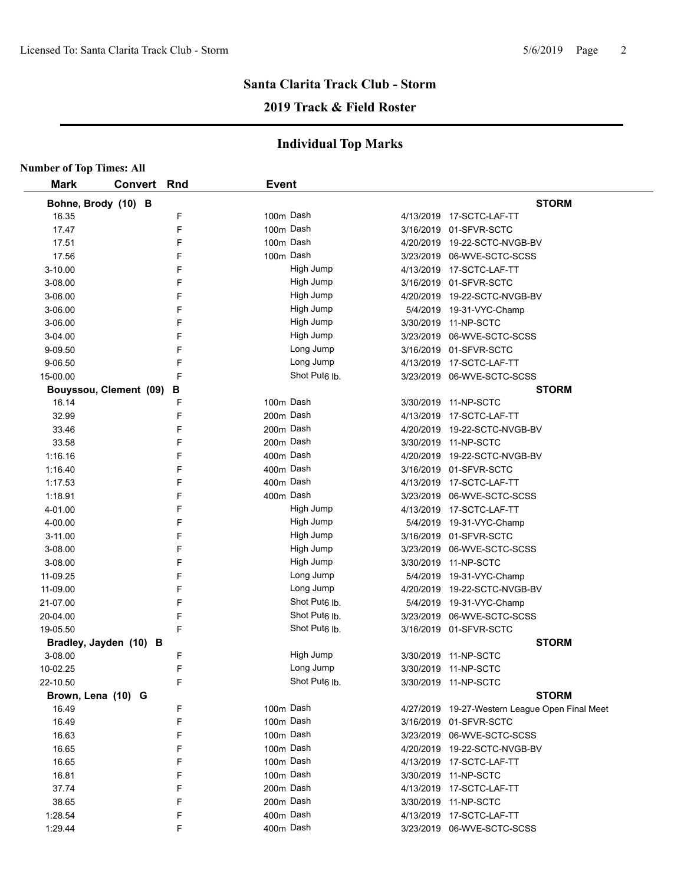## Santa Clarita Track Club - Storm

## 2019 Track & Field Roster

### Individual Top Marks

**Number of Top Times: All**

| Mark | Convert | Rnd | Event | Date | Meet |
|---|---|---|---|---|---|
| **Bohne, Brody (10) B** | | | | | **STORM** |
| 16.35 | | F | 100m Dash | 4/13/2019 | 17-SCTC-LAF-TT |
| 17.47 | | F | 100m Dash | 3/16/2019 | 01-SFVR-SCTC |
| 17.51 | | F | 100m Dash | 4/20/2019 | 19-22-SCTC-NVGB-BV |
| 17.56 | | F | 100m Dash | 3/23/2019 | 06-WVE-SCTC-SCSS |
| 3-10.00 | | F | High Jump | 4/13/2019 | 17-SCTC-LAF-TT |
| 3-08.00 | | F | High Jump | 3/16/2019 | 01-SFVR-SCTC |
| 3-06.00 | | F | High Jump | 4/20/2019 | 19-22-SCTC-NVGB-BV |
| 3-06.00 | | F | High Jump | 5/4/2019 | 19-31-VYC-Champ |
| 3-06.00 | | F | High Jump | 3/30/2019 | 11-NP-SCTC |
| 3-04.00 | | F | High Jump | 3/23/2019 | 06-WVE-SCTC-SCSS |
| 9-09.50 | | F | Long Jump | 3/16/2019 | 01-SFVR-SCTC |
| 9-06.50 | | F | Long Jump | 4/13/2019 | 17-SCTC-LAF-TT |
| 15-00.00 | | F | Shot Put6 lb. | 3/23/2019 | 06-WVE-SCTC-SCSS |
| **Bouyssou, Clement (09) B** | | | | | **STORM** |
| 16.14 | | F | 100m Dash | 3/30/2019 | 11-NP-SCTC |
| 32.99 | | F | 200m Dash | 4/13/2019 | 17-SCTC-LAF-TT |
| 33.46 | | F | 200m Dash | 4/20/2019 | 19-22-SCTC-NVGB-BV |
| 33.58 | | F | 200m Dash | 3/30/2019 | 11-NP-SCTC |
| 1:16.16 | | F | 400m Dash | 4/20/2019 | 19-22-SCTC-NVGB-BV |
| 1:16.40 | | F | 400m Dash | 3/16/2019 | 01-SFVR-SCTC |
| 1:17.53 | | F | 400m Dash | 4/13/2019 | 17-SCTC-LAF-TT |
| 1:18.91 | | F | 400m Dash | 3/23/2019 | 06-WVE-SCTC-SCSS |
| 4-01.00 | | F | High Jump | 4/13/2019 | 17-SCTC-LAF-TT |
| 4-00.00 | | F | High Jump | 5/4/2019 | 19-31-VYC-Champ |
| 3-11.00 | | F | High Jump | 3/16/2019 | 01-SFVR-SCTC |
| 3-08.00 | | F | High Jump | 3/23/2019 | 06-WVE-SCTC-SCSS |
| 3-08.00 | | F | High Jump | 3/30/2019 | 11-NP-SCTC |
| 11-09.25 | | F | Long Jump | 5/4/2019 | 19-31-VYC-Champ |
| 11-09.00 | | F | Long Jump | 4/20/2019 | 19-22-SCTC-NVGB-BV |
| 21-07.00 | | F | Shot Put6 lb. | 5/4/2019 | 19-31-VYC-Champ |
| 20-04.00 | | F | Shot Put6 lb. | 3/23/2019 | 06-WVE-SCTC-SCSS |
| 19-05.50 | | F | Shot Put6 lb. | 3/16/2019 | 01-SFVR-SCTC |
| **Bradley, Jayden (10) B** | | | | | **STORM** |
| 3-08.00 | | F | High Jump | 3/30/2019 | 11-NP-SCTC |
| 10-02.25 | | F | Long Jump | 3/30/2019 | 11-NP-SCTC |
| 22-10.50 | | F | Shot Put6 lb. | 3/30/2019 | 11-NP-SCTC |
| **Brown, Lena (10) G** | | | | | **STORM** |
| 16.49 | | F | 100m Dash | 4/27/2019 | 19-27-Western League Open Final Meet |
| 16.49 | | F | 100m Dash | 3/16/2019 | 01-SFVR-SCTC |
| 16.63 | | F | 100m Dash | 3/23/2019 | 06-WVE-SCTC-SCSS |
| 16.65 | | F | 100m Dash | 4/20/2019 | 19-22-SCTC-NVGB-BV |
| 16.65 | | F | 100m Dash | 4/13/2019 | 17-SCTC-LAF-TT |
| 16.81 | | F | 100m Dash | 3/30/2019 | 11-NP-SCTC |
| 37.74 | | F | 200m Dash | 4/13/2019 | 17-SCTC-LAF-TT |
| 38.65 | | F | 200m Dash | 3/30/2019 | 11-NP-SCTC |
| 1:28.54 | | F | 400m Dash | 4/13/2019 | 17-SCTC-LAF-TT |
| 1:29.44 | | F | 400m Dash | 3/23/2019 | 06-WVE-SCTC-SCSS |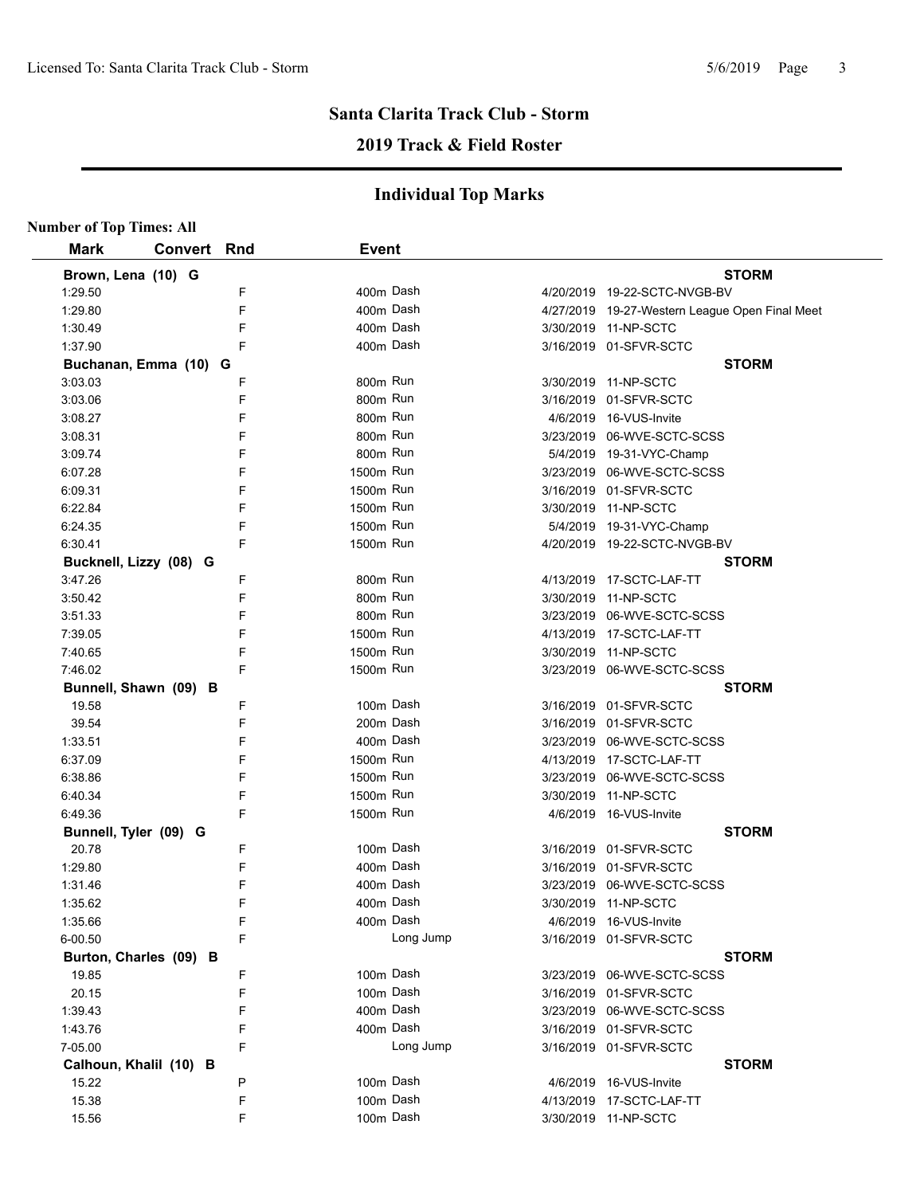## Santa Clarita Track Club - Storm

### 2019 Track & Field Roster

### Individual Top Marks

**Number of Top Times: All**

| Mark | Convert | Rnd | Event | Date | Meet |
|---|---|---|---|---|---|
| **Brown, Lena (10) G** | | | | | **STORM** |
| 1:29.50 | | F | 400m Dash | 4/20/2019 | 19-22-SCTC-NVGB-BV |
| 1:29.80 | | F | 400m Dash | 4/27/2019 | 19-27-Western League Open Final Meet |
| 1:30.49 | | F | 400m Dash | 3/30/2019 | 11-NP-SCTC |
| 1:37.90 | | F | 400m Dash | 3/16/2019 | 01-SFVR-SCTC |
| **Buchanan, Emma (10) G** | | | | | **STORM** |
| 3:03.03 | | F | 800m Run | 3/30/2019 | 11-NP-SCTC |
| 3:03.06 | | F | 800m Run | 3/16/2019 | 01-SFVR-SCTC |
| 3:08.27 | | F | 800m Run | 4/6/2019 | 16-VUS-Invite |
| 3:08.31 | | F | 800m Run | 3/23/2019 | 06-WVE-SCTC-SCSS |
| 3:09.74 | | F | 800m Run | 5/4/2019 | 19-31-VYC-Champ |
| 6:07.28 | | F | 1500m Run | 3/23/2019 | 06-WVE-SCTC-SCSS |
| 6:09.31 | | F | 1500m Run | 3/16/2019 | 01-SFVR-SCTC |
| 6:22.84 | | F | 1500m Run | 3/30/2019 | 11-NP-SCTC |
| 6:24.35 | | F | 1500m Run | 5/4/2019 | 19-31-VYC-Champ |
| 6:30.41 | | F | 1500m Run | 4/20/2019 | 19-22-SCTC-NVGB-BV |
| **Bucknell, Lizzy (08) G** | | | | | **STORM** |
| 3:47.26 | | F | 800m Run | 4/13/2019 | 17-SCTC-LAF-TT |
| 3:50.42 | | F | 800m Run | 3/30/2019 | 11-NP-SCTC |
| 3:51.33 | | F | 800m Run | 3/23/2019 | 06-WVE-SCTC-SCSS |
| 7:39.05 | | F | 1500m Run | 4/13/2019 | 17-SCTC-LAF-TT |
| 7:40.65 | | F | 1500m Run | 3/30/2019 | 11-NP-SCTC |
| 7:46.02 | | F | 1500m Run | 3/23/2019 | 06-WVE-SCTC-SCSS |
| **Bunnell, Shawn (09) B** | | | | | **STORM** |
| 19.58 | | F | 100m Dash | 3/16/2019 | 01-SFVR-SCTC |
| 39.54 | | F | 200m Dash | 3/16/2019 | 01-SFVR-SCTC |
| 1:33.51 | | F | 400m Dash | 3/23/2019 | 06-WVE-SCTC-SCSS |
| 6:37.09 | | F | 1500m Run | 4/13/2019 | 17-SCTC-LAF-TT |
| 6:38.86 | | F | 1500m Run | 3/23/2019 | 06-WVE-SCTC-SCSS |
| 6:40.34 | | F | 1500m Run | 3/30/2019 | 11-NP-SCTC |
| 6:49.36 | | F | 1500m Run | 4/6/2019 | 16-VUS-Invite |
| **Bunnell, Tyler (09) G** | | | | | **STORM** |
| 20.78 | | F | 100m Dash | 3/16/2019 | 01-SFVR-SCTC |
| 1:29.80 | | F | 400m Dash | 3/16/2019 | 01-SFVR-SCTC |
| 1:31.46 | | F | 400m Dash | 3/23/2019 | 06-WVE-SCTC-SCSS |
| 1:35.62 | | F | 400m Dash | 3/30/2019 | 11-NP-SCTC |
| 1:35.66 | | F | 400m Dash | 4/6/2019 | 16-VUS-Invite |
| 6-00.50 | | F | Long Jump | 3/16/2019 | 01-SFVR-SCTC |
| **Burton, Charles (09) B** | | | | | **STORM** |
| 19.85 | | F | 100m Dash | 3/23/2019 | 06-WVE-SCTC-SCSS |
| 20.15 | | F | 100m Dash | 3/16/2019 | 01-SFVR-SCTC |
| 1:39.43 | | F | 400m Dash | 3/23/2019 | 06-WVE-SCTC-SCSS |
| 1:43.76 | | F | 400m Dash | 3/16/2019 | 01-SFVR-SCTC |
| 7-05.00 | | F | Long Jump | 3/16/2019 | 01-SFVR-SCTC |
| **Calhoun, Khalil (10) B** | | | | | **STORM** |
| 15.22 | | P | 100m Dash | 4/6/2019 | 16-VUS-Invite |
| 15.38 | | F | 100m Dash | 4/13/2019 | 17-SCTC-LAF-TT |
| 15.56 | | F | 100m Dash | 3/30/2019 | 11-NP-SCTC |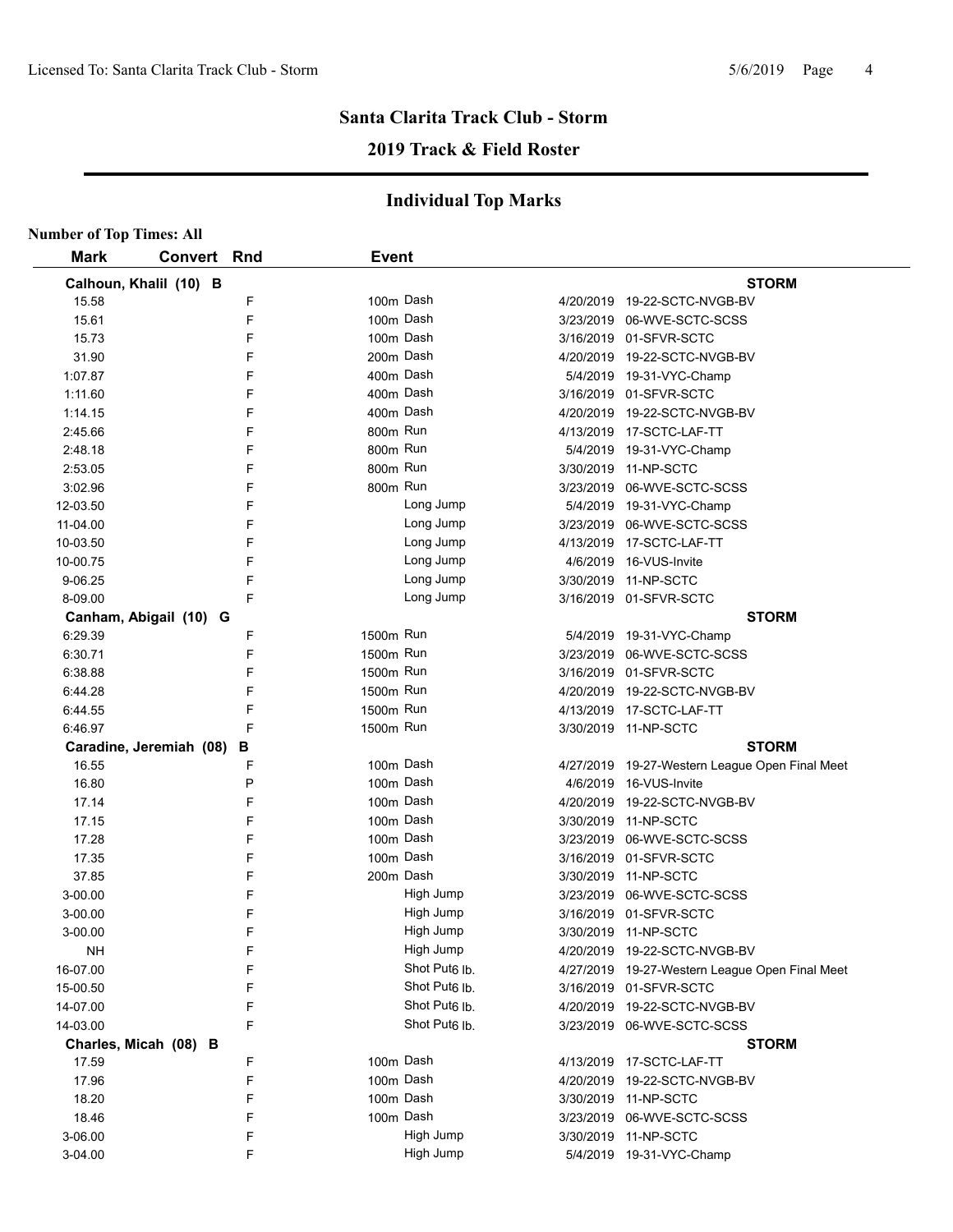## Santa Clarita Track Club - Storm

## 2019 Track & Field Roster

### Individual Top Marks

**Number of Top Times: All**

| Mark | Convert | Rnd | Event | Date | Meet |
|---|---|---|---|---|---|
| **Calhoun, Khalil (10) B** | | | | | **STORM** |
| 15.58 | | F | 100m Dash | 4/20/2019 | 19-22-SCTC-NVGB-BV |
| 15.61 | | F | 100m Dash | 3/23/2019 | 06-WVE-SCTC-SCSS |
| 15.73 | | F | 100m Dash | 3/16/2019 | 01-SFVR-SCTC |
| 31.90 | | F | 200m Dash | 4/20/2019 | 19-22-SCTC-NVGB-BV |
| 1:07.87 | | F | 400m Dash | 5/4/2019 | 19-31-VYC-Champ |
| 1:11.60 | | F | 400m Dash | 3/16/2019 | 01-SFVR-SCTC |
| 1:14.15 | | F | 400m Dash | 4/20/2019 | 19-22-SCTC-NVGB-BV |
| 2:45.66 | | F | 800m Run | 4/13/2019 | 17-SCTC-LAF-TT |
| 2:48.18 | | F | 800m Run | 5/4/2019 | 19-31-VYC-Champ |
| 2:53.05 | | F | 800m Run | 3/30/2019 | 11-NP-SCTC |
| 3:02.96 | | F | 800m Run | 3/23/2019 | 06-WVE-SCTC-SCSS |
| 12-03.50 | | F | Long Jump | 5/4/2019 | 19-31-VYC-Champ |
| 11-04.00 | | F | Long Jump | 3/23/2019 | 06-WVE-SCTC-SCSS |
| 10-03.50 | | F | Long Jump | 4/13/2019 | 17-SCTC-LAF-TT |
| 10-00.75 | | F | Long Jump | 4/6/2019 | 16-VUS-Invite |
| 9-06.25 | | F | Long Jump | 3/30/2019 | 11-NP-SCTC |
| 8-09.00 | | F | Long Jump | 3/16/2019 | 01-SFVR-SCTC |
| **Canham, Abigail (10) G** | | | | | **STORM** |
| 6:29.39 | | F | 1500m Run | 5/4/2019 | 19-31-VYC-Champ |
| 6:30.71 | | F | 1500m Run | 3/23/2019 | 06-WVE-SCTC-SCSS |
| 6:38.88 | | F | 1500m Run | 3/16/2019 | 01-SFVR-SCTC |
| 6:44.28 | | F | 1500m Run | 4/20/2019 | 19-22-SCTC-NVGB-BV |
| 6:44.55 | | F | 1500m Run | 4/13/2019 | 17-SCTC-LAF-TT |
| 6:46.97 | | F | 1500m Run | 3/30/2019 | 11-NP-SCTC |
| **Caradine, Jeremiah (08) B** | | | | | **STORM** |
| 16.55 | | F | 100m Dash | 4/27/2019 | 19-27-Western League Open Final Meet |
| 16.80 | | P | 100m Dash | 4/6/2019 | 16-VUS-Invite |
| 17.14 | | F | 100m Dash | 4/20/2019 | 19-22-SCTC-NVGB-BV |
| 17.15 | | F | 100m Dash | 3/30/2019 | 11-NP-SCTC |
| 17.28 | | F | 100m Dash | 3/23/2019 | 06-WVE-SCTC-SCSS |
| 17.35 | | F | 100m Dash | 3/16/2019 | 01-SFVR-SCTC |
| 37.85 | | F | 200m Dash | 3/30/2019 | 11-NP-SCTC |
| 3-00.00 | | F | High Jump | 3/23/2019 | 06-WVE-SCTC-SCSS |
| 3-00.00 | | F | High Jump | 3/16/2019 | 01-SFVR-SCTC |
| 3-00.00 | | F | High Jump | 3/30/2019 | 11-NP-SCTC |
| NH | | F | High Jump | 4/20/2019 | 19-22-SCTC-NVGB-BV |
| 16-07.00 | | F | Shot Put 6 lb. | 4/27/2019 | 19-27-Western League Open Final Meet |
| 15-00.50 | | F | Shot Put 6 lb. | 3/16/2019 | 01-SFVR-SCTC |
| 14-07.00 | | F | Shot Put 6 lb. | 4/20/2019 | 19-22-SCTC-NVGB-BV |
| 14-03.00 | | F | Shot Put 6 lb. | 3/23/2019 | 06-WVE-SCTC-SCSS |
| **Charles, Micah (08) B** | | | | | **STORM** |
| 17.59 | | F | 100m Dash | 4/13/2019 | 17-SCTC-LAF-TT |
| 17.96 | | F | 100m Dash | 4/20/2019 | 19-22-SCTC-NVGB-BV |
| 18.20 | | F | 100m Dash | 3/30/2019 | 11-NP-SCTC |
| 18.46 | | F | 100m Dash | 3/23/2019 | 06-WVE-SCTC-SCSS |
| 3-06.00 | | F | High Jump | 3/30/2019 | 11-NP-SCTC |
| 3-04.00 | | F | High Jump | 5/4/2019 | 19-31-VYC-Champ |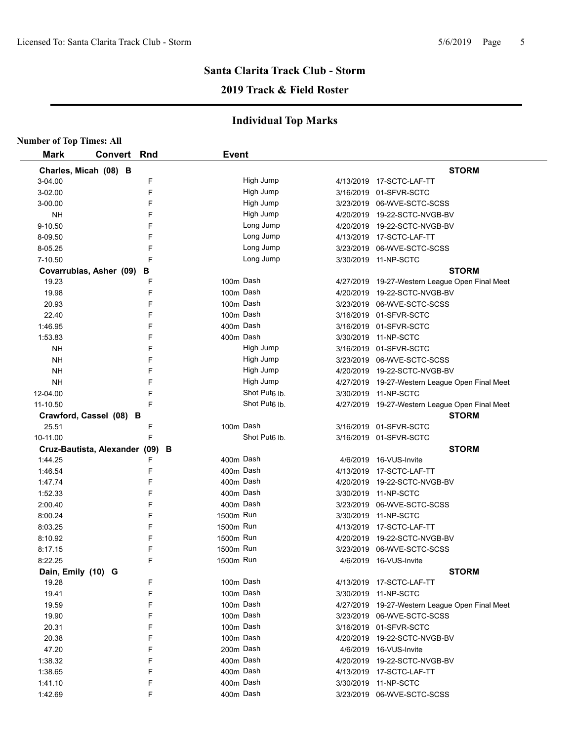# Santa Clarita Track Club - Storm

## 2019 Track & Field Roster

### Individual Top Marks

**Number of Top Times: All**

| Mark | Convert | Rnd | Event | Date | Meet |
|---|---|---|---|---|---|
| **Charles, Micah (08) B** | | | | | **STORM** |
| 3-04.00 | | F | High Jump | 4/13/2019 | 17-SCTC-LAF-TT |
| 3-02.00 | | F | High Jump | 3/16/2019 | 01-SFVR-SCTC |
| 3-00.00 | | F | High Jump | 3/23/2019 | 06-WVE-SCTC-SCSS |
| NH | | F | High Jump | 4/20/2019 | 19-22-SCTC-NVGB-BV |
| 9-10.50 | | F | Long Jump | 4/20/2019 | 19-22-SCTC-NVGB-BV |
| 8-09.50 | | F | Long Jump | 4/13/2019 | 17-SCTC-LAF-TT |
| 8-05.25 | | F | Long Jump | 3/23/2019 | 06-WVE-SCTC-SCSS |
| 7-10.50 | | F | Long Jump | 3/30/2019 | 11-NP-SCTC |
| **Covarrubias, Asher (09) B** | | | | | **STORM** |
| 19.23 | | F | 100m Dash | 4/27/2019 | 19-27-Western League Open Final Meet |
| 19.98 | | F | 100m Dash | 4/20/2019 | 19-22-SCTC-NVGB-BV |
| 20.93 | | F | 100m Dash | 3/23/2019 | 06-WVE-SCTC-SCSS |
| 22.40 | | F | 100m Dash | 3/16/2019 | 01-SFVR-SCTC |
| 1:46.95 | | F | 400m Dash | 3/16/2019 | 01-SFVR-SCTC |
| 1:53.83 | | F | 400m Dash | 3/30/2019 | 11-NP-SCTC |
| NH | | F | High Jump | 3/16/2019 | 01-SFVR-SCTC |
| NH | | F | High Jump | 3/23/2019 | 06-WVE-SCTC-SCSS |
| NH | | F | High Jump | 4/20/2019 | 19-22-SCTC-NVGB-BV |
| NH | | F | High Jump | 4/27/2019 | 19-27-Western League Open Final Meet |
| 12-04.00 | | F | Shot Put6 lb. | 3/30/2019 | 11-NP-SCTC |
| 11-10.50 | | F | Shot Put6 lb. | 4/27/2019 | 19-27-Western League Open Final Meet |
| **Crawford, Cassel (08) B** | | | | | **STORM** |
| 25.51 | | F | 100m Dash | 3/16/2019 | 01-SFVR-SCTC |
| 10-11.00 | | F | Shot Put6 lb. | 3/16/2019 | 01-SFVR-SCTC |
| **Cruz-Bautista, Alexander (09) B** | | | | | **STORM** |
| 1:44.25 | | F | 400m Dash | 4/6/2019 | 16-VUS-Invite |
| 1:46.54 | | F | 400m Dash | 4/13/2019 | 17-SCTC-LAF-TT |
| 1:47.74 | | F | 400m Dash | 4/20/2019 | 19-22-SCTC-NVGB-BV |
| 1:52.33 | | F | 400m Dash | 3/30/2019 | 11-NP-SCTC |
| 2:00.40 | | F | 400m Dash | 3/23/2019 | 06-WVE-SCTC-SCSS |
| 8:00.24 | | F | 1500m Run | 3/30/2019 | 11-NP-SCTC |
| 8:03.25 | | F | 1500m Run | 4/13/2019 | 17-SCTC-LAF-TT |
| 8:10.92 | | F | 1500m Run | 4/20/2019 | 19-22-SCTC-NVGB-BV |
| 8:17.15 | | F | 1500m Run | 3/23/2019 | 06-WVE-SCTC-SCSS |
| 8:22.25 | | F | 1500m Run | 4/6/2019 | 16-VUS-Invite |
| **Dain, Emily (10) G** | | | | | **STORM** |
| 19.28 | | F | 100m Dash | 4/13/2019 | 17-SCTC-LAF-TT |
| 19.41 | | F | 100m Dash | 3/30/2019 | 11-NP-SCTC |
| 19.59 | | F | 100m Dash | 4/27/2019 | 19-27-Western League Open Final Meet |
| 19.90 | | F | 100m Dash | 3/23/2019 | 06-WVE-SCTC-SCSS |
| 20.31 | | F | 100m Dash | 3/16/2019 | 01-SFVR-SCTC |
| 20.38 | | F | 100m Dash | 4/20/2019 | 19-22-SCTC-NVGB-BV |
| 47.20 | | F | 200m Dash | 4/6/2019 | 16-VUS-Invite |
| 1:38.32 | | F | 400m Dash | 4/20/2019 | 19-22-SCTC-NVGB-BV |
| 1:38.65 | | F | 400m Dash | 4/13/2019 | 17-SCTC-LAF-TT |
| 1:41.10 | | F | 400m Dash | 3/30/2019 | 11-NP-SCTC |
| 1:42.69 | | F | 400m Dash | 3/23/2019 | 06-WVE-SCTC-SCSS |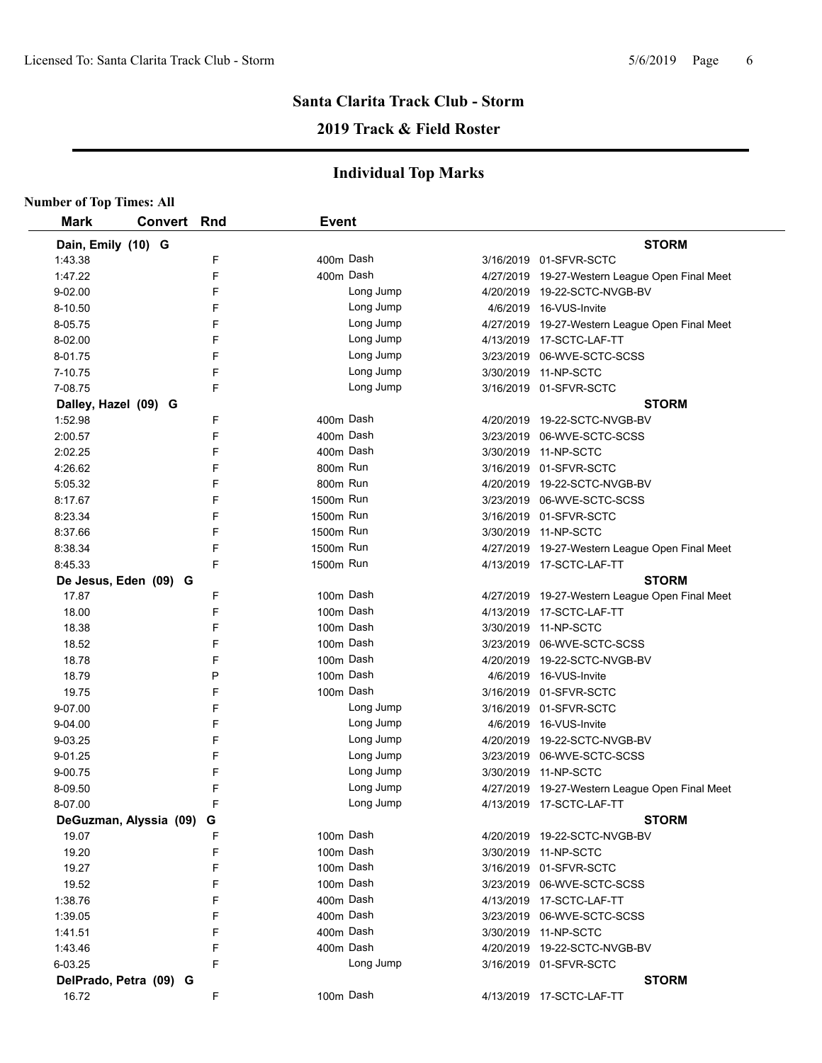## Santa Clarita Track Club - Storm

## 2019 Track & Field Roster

### Individual Top Marks

**Number of Top Times: All**

| Mark | Convert | Rnd | Event | Date | Meet |
|---|---|---|---|---|---|
| **Dain, Emily (10) G** | | | | | **STORM** |
| 1:43.38 | | F | 400m Dash | 3/16/2019 | 01-SFVR-SCTC |
| 1:47.22 | | F | 400m Dash | 4/27/2019 | 19-27-Western League Open Final Meet |
| 9-02.00 | | F | Long Jump | 4/20/2019 | 19-22-SCTC-NVGB-BV |
| 8-10.50 | | F | Long Jump | 4/6/2019 | 16-VUS-Invite |
| 8-05.75 | | F | Long Jump | 4/27/2019 | 19-27-Western League Open Final Meet |
| 8-02.00 | | F | Long Jump | 4/13/2019 | 17-SCTC-LAF-TT |
| 8-01.75 | | F | Long Jump | 3/23/2019 | 06-WVE-SCTC-SCSS |
| 7-10.75 | | F | Long Jump | 3/30/2019 | 11-NP-SCTC |
| 7-08.75 | | F | Long Jump | 3/16/2019 | 01-SFVR-SCTC |
| **Dalley, Hazel (09) G** | | | | | **STORM** |
| 1:52.98 | | F | 400m Dash | 4/20/2019 | 19-22-SCTC-NVGB-BV |
| 2:00.57 | | F | 400m Dash | 3/23/2019 | 06-WVE-SCTC-SCSS |
| 2:02.25 | | F | 400m Dash | 3/30/2019 | 11-NP-SCTC |
| 4:26.62 | | F | 800m Run | 3/16/2019 | 01-SFVR-SCTC |
| 5:05.32 | | F | 800m Run | 4/20/2019 | 19-22-SCTC-NVGB-BV |
| 8:17.67 | | F | 1500m Run | 3/23/2019 | 06-WVE-SCTC-SCSS |
| 8:23.34 | | F | 1500m Run | 3/16/2019 | 01-SFVR-SCTC |
| 8:37.66 | | F | 1500m Run | 3/30/2019 | 11-NP-SCTC |
| 8:38.34 | | F | 1500m Run | 4/27/2019 | 19-27-Western League Open Final Meet |
| 8:45.33 | | F | 1500m Run | 4/13/2019 | 17-SCTC-LAF-TT |
| **De Jesus, Eden (09) G** | | | | | **STORM** |
| 17.87 | | F | 100m Dash | 4/27/2019 | 19-27-Western League Open Final Meet |
| 18.00 | | F | 100m Dash | 4/13/2019 | 17-SCTC-LAF-TT |
| 18.38 | | F | 100m Dash | 3/30/2019 | 11-NP-SCTC |
| 18.52 | | F | 100m Dash | 3/23/2019 | 06-WVE-SCTC-SCSS |
| 18.78 | | F | 100m Dash | 4/20/2019 | 19-22-SCTC-NVGB-BV |
| 18.79 | | P | 100m Dash | 4/6/2019 | 16-VUS-Invite |
| 19.75 | | F | 100m Dash | 3/16/2019 | 01-SFVR-SCTC |
| 9-07.00 | | F | Long Jump | 3/16/2019 | 01-SFVR-SCTC |
| 9-04.00 | | F | Long Jump | 4/6/2019 | 16-VUS-Invite |
| 9-03.25 | | F | Long Jump | 4/20/2019 | 19-22-SCTC-NVGB-BV |
| 9-01.25 | | F | Long Jump | 3/23/2019 | 06-WVE-SCTC-SCSS |
| 9-00.75 | | F | Long Jump | 3/30/2019 | 11-NP-SCTC |
| 8-09.50 | | F | Long Jump | 4/27/2019 | 19-27-Western League Open Final Meet |
| 8-07.00 | | F | Long Jump | 4/13/2019 | 17-SCTC-LAF-TT |
| **DeGuzman, Alyssia (09) G** | | | | | **STORM** |
| 19.07 | | F | 100m Dash | 4/20/2019 | 19-22-SCTC-NVGB-BV |
| 19.20 | | F | 100m Dash | 3/30/2019 | 11-NP-SCTC |
| 19.27 | | F | 100m Dash | 3/16/2019 | 01-SFVR-SCTC |
| 19.52 | | F | 100m Dash | 3/23/2019 | 06-WVE-SCTC-SCSS |
| 1:38.76 | | F | 400m Dash | 4/13/2019 | 17-SCTC-LAF-TT |
| 1:39.05 | | F | 400m Dash | 3/23/2019 | 06-WVE-SCTC-SCSS |
| 1:41.51 | | F | 400m Dash | 3/30/2019 | 11-NP-SCTC |
| 1:43.46 | | F | 400m Dash | 4/20/2019 | 19-22-SCTC-NVGB-BV |
| 6-03.25 | | F | Long Jump | 3/16/2019 | 01-SFVR-SCTC |
| **DelPrado, Petra (09) G** | | | | | **STORM** |
| 16.72 | | F | 100m Dash | 4/13/2019 | 17-SCTC-LAF-TT |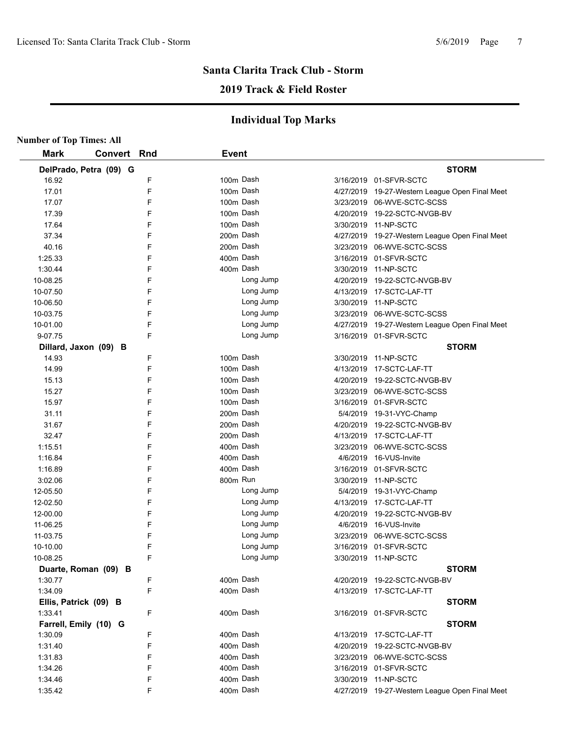## Santa Clarita Track Club - Storm

## 2019 Track & Field Roster

### Individual Top Marks

**Number of Top Times: All**

| Mark | Convert | Rnd | Event | Date | Meet |
|---|---|---|---|---|---|
| **DelPrado, Petra (09) G** | | | | | **STORM** |
| 16.92 | | F | 100m Dash | 3/16/2019 | 01-SFVR-SCTC |
| 17.01 | | F | 100m Dash | 4/27/2019 | 19-27-Western League Open Final Meet |
| 17.07 | | F | 100m Dash | 3/23/2019 | 06-WVE-SCTC-SCSS |
| 17.39 | | F | 100m Dash | 4/20/2019 | 19-22-SCTC-NVGB-BV |
| 17.64 | | F | 100m Dash | 3/30/2019 | 11-NP-SCTC |
| 37.34 | | F | 200m Dash | 4/27/2019 | 19-27-Western League Open Final Meet |
| 40.16 | | F | 200m Dash | 3/23/2019 | 06-WVE-SCTC-SCSS |
| 1:25.33 | | F | 400m Dash | 3/16/2019 | 01-SFVR-SCTC |
| 1:30.44 | | F | 400m Dash | 3/30/2019 | 11-NP-SCTC |
| 10-08.25 | | F | Long Jump | 4/20/2019 | 19-22-SCTC-NVGB-BV |
| 10-07.50 | | F | Long Jump | 4/13/2019 | 17-SCTC-LAF-TT |
| 10-06.50 | | F | Long Jump | 3/30/2019 | 11-NP-SCTC |
| 10-03.75 | | F | Long Jump | 3/23/2019 | 06-WVE-SCTC-SCSS |
| 10-01.00 | | F | Long Jump | 4/27/2019 | 19-27-Western League Open Final Meet |
| 9-07.75 | | F | Long Jump | 3/16/2019 | 01-SFVR-SCTC |
| **Dillard, Jaxon (09) B** | | | | | **STORM** |
| 14.93 | | F | 100m Dash | 3/30/2019 | 11-NP-SCTC |
| 14.99 | | F | 100m Dash | 4/13/2019 | 17-SCTC-LAF-TT |
| 15.13 | | F | 100m Dash | 4/20/2019 | 19-22-SCTC-NVGB-BV |
| 15.27 | | F | 100m Dash | 3/23/2019 | 06-WVE-SCTC-SCSS |
| 15.97 | | F | 100m Dash | 3/16/2019 | 01-SFVR-SCTC |
| 31.11 | | F | 200m Dash | 5/4/2019 | 19-31-VYC-Champ |
| 31.67 | | F | 200m Dash | 4/20/2019 | 19-22-SCTC-NVGB-BV |
| 32.47 | | F | 200m Dash | 4/13/2019 | 17-SCTC-LAF-TT |
| 1:15.51 | | F | 400m Dash | 3/23/2019 | 06-WVE-SCTC-SCSS |
| 1:16.84 | | F | 400m Dash | 4/6/2019 | 16-VUS-Invite |
| 1:16.89 | | F | 400m Dash | 3/16/2019 | 01-SFVR-SCTC |
| 3:02.06 | | F | 800m Run | 3/30/2019 | 11-NP-SCTC |
| 12-05.50 | | F | Long Jump | 5/4/2019 | 19-31-VYC-Champ |
| 12-02.50 | | F | Long Jump | 4/13/2019 | 17-SCTC-LAF-TT |
| 12-00.00 | | F | Long Jump | 4/20/2019 | 19-22-SCTC-NVGB-BV |
| 11-06.25 | | F | Long Jump | 4/6/2019 | 16-VUS-Invite |
| 11-03.75 | | F | Long Jump | 3/23/2019 | 06-WVE-SCTC-SCSS |
| 10-10.00 | | F | Long Jump | 3/16/2019 | 01-SFVR-SCTC |
| 10-08.25 | | F | Long Jump | 3/30/2019 | 11-NP-SCTC |
| **Duarte, Roman (09) B** | | | | | **STORM** |
| 1:30.77 | | F | 400m Dash | 4/20/2019 | 19-22-SCTC-NVGB-BV |
| 1:34.09 | | F | 400m Dash | 4/13/2019 | 17-SCTC-LAF-TT |
| **Ellis, Patrick (09) B** | | | | | **STORM** |
| 1:33.41 | | F | 400m Dash | 3/16/2019 | 01-SFVR-SCTC |
| **Farrell, Emily (10) G** | | | | | **STORM** |
| 1:30.09 | | F | 400m Dash | 4/13/2019 | 17-SCTC-LAF-TT |
| 1:31.40 | | F | 400m Dash | 4/20/2019 | 19-22-SCTC-NVGB-BV |
| 1:31.83 | | F | 400m Dash | 3/23/2019 | 06-WVE-SCTC-SCSS |
| 1:34.26 | | F | 400m Dash | 3/16/2019 | 01-SFVR-SCTC |
| 1:34.46 | | F | 400m Dash | 3/30/2019 | 11-NP-SCTC |
| 1:35.42 | | F | 400m Dash | 4/27/2019 | 19-27-Western League Open Final Meet |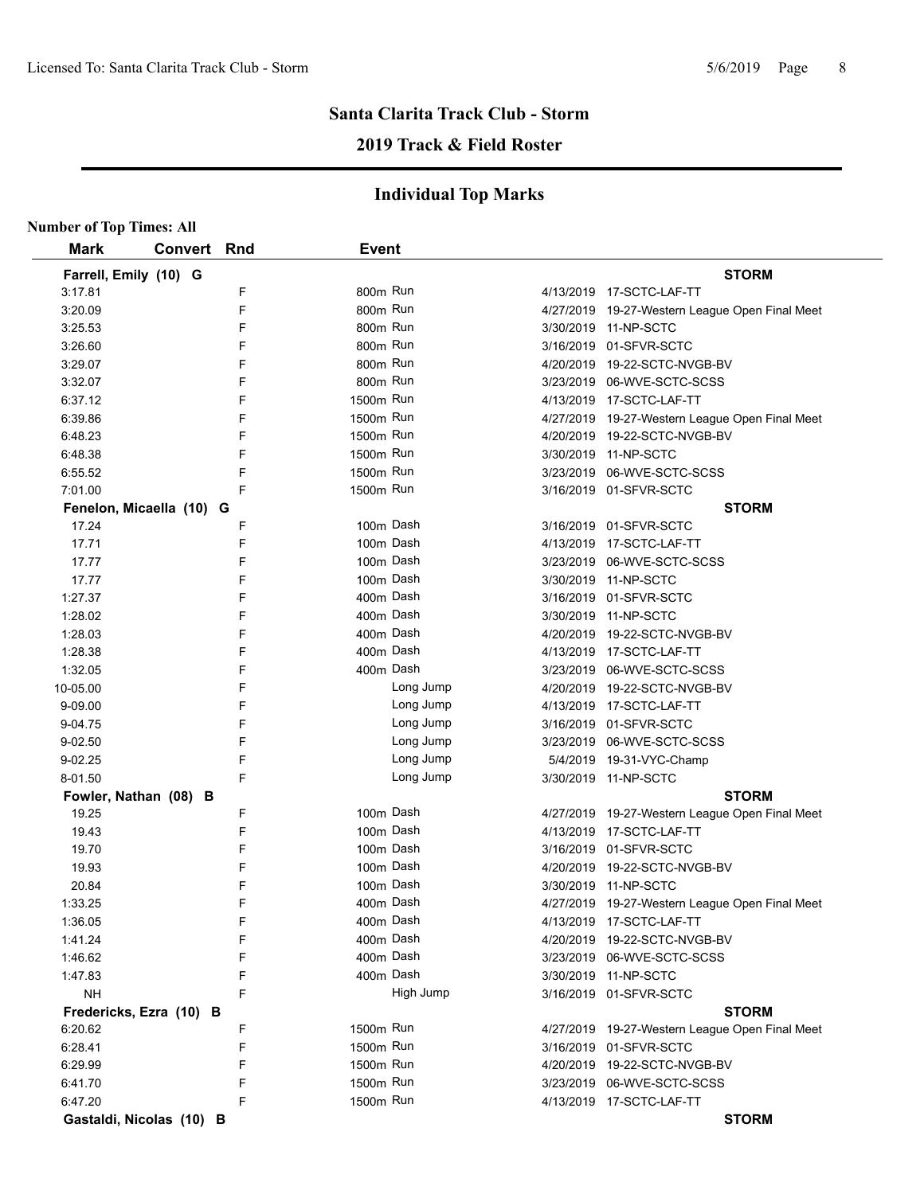## Santa Clarita Track Club - Storm

### 2019 Track & Field Roster

### Individual Top Marks

**Number of Top Times: All**

| Mark | Convert | Rnd | Event | Date | Meet |
|---|---|---|---|---|---|
| **Farrell, Emily (10) G** | | | | | **STORM** |
| 3:17.81 | | F | 800m Run | 4/13/2019 | 17-SCTC-LAF-TT |
| 3:20.09 | | F | 800m Run | 4/27/2019 | 19-27-Western League Open Final Meet |
| 3:25.53 | | F | 800m Run | 3/30/2019 | 11-NP-SCTC |
| 3:26.60 | | F | 800m Run | 3/16/2019 | 01-SFVR-SCTC |
| 3:29.07 | | F | 800m Run | 4/20/2019 | 19-22-SCTC-NVGB-BV |
| 3:32.07 | | F | 800m Run | 3/23/2019 | 06-WVE-SCTC-SCSS |
| 6:37.12 | | F | 1500m Run | 4/13/2019 | 17-SCTC-LAF-TT |
| 6:39.86 | | F | 1500m Run | 4/27/2019 | 19-27-Western League Open Final Meet |
| 6:48.23 | | F | 1500m Run | 4/20/2019 | 19-22-SCTC-NVGB-BV |
| 6:48.38 | | F | 1500m Run | 3/30/2019 | 11-NP-SCTC |
| 6:55.52 | | F | 1500m Run | 3/23/2019 | 06-WVE-SCTC-SCSS |
| 7:01.00 | | F | 1500m Run | 3/16/2019 | 01-SFVR-SCTC |
| **Fenelon, Micaella (10) G** | | | | | **STORM** |
| 17.24 | | F | 100m Dash | 3/16/2019 | 01-SFVR-SCTC |
| 17.71 | | F | 100m Dash | 4/13/2019 | 17-SCTC-LAF-TT |
| 17.77 | | F | 100m Dash | 3/23/2019 | 06-WVE-SCTC-SCSS |
| 17.77 | | F | 100m Dash | 3/30/2019 | 11-NP-SCTC |
| 1:27.37 | | F | 400m Dash | 3/16/2019 | 01-SFVR-SCTC |
| 1:28.02 | | F | 400m Dash | 3/30/2019 | 11-NP-SCTC |
| 1:28.03 | | F | 400m Dash | 4/20/2019 | 19-22-SCTC-NVGB-BV |
| 1:28.38 | | F | 400m Dash | 4/13/2019 | 17-SCTC-LAF-TT |
| 1:32.05 | | F | 400m Dash | 3/23/2019 | 06-WVE-SCTC-SCSS |
| 10-05.00 | | F | Long Jump | 4/20/2019 | 19-22-SCTC-NVGB-BV |
| 9-09.00 | | F | Long Jump | 4/13/2019 | 17-SCTC-LAF-TT |
| 9-04.75 | | F | Long Jump | 3/16/2019 | 01-SFVR-SCTC |
| 9-02.50 | | F | Long Jump | 3/23/2019 | 06-WVE-SCTC-SCSS |
| 9-02.25 | | F | Long Jump | 5/4/2019 | 19-31-VYC-Champ |
| 8-01.50 | | F | Long Jump | 3/30/2019 | 11-NP-SCTC |
| **Fowler, Nathan (08) B** | | | | | **STORM** |
| 19.25 | | F | 100m Dash | 4/27/2019 | 19-27-Western League Open Final Meet |
| 19.43 | | F | 100m Dash | 4/13/2019 | 17-SCTC-LAF-TT |
| 19.70 | | F | 100m Dash | 3/16/2019 | 01-SFVR-SCTC |
| 19.93 | | F | 100m Dash | 4/20/2019 | 19-22-SCTC-NVGB-BV |
| 20.84 | | F | 100m Dash | 3/30/2019 | 11-NP-SCTC |
| 1:33.25 | | F | 400m Dash | 4/27/2019 | 19-27-Western League Open Final Meet |
| 1:36.05 | | F | 400m Dash | 4/13/2019 | 17-SCTC-LAF-TT |
| 1:41.24 | | F | 400m Dash | 4/20/2019 | 19-22-SCTC-NVGB-BV |
| 1:46.62 | | F | 400m Dash | 3/23/2019 | 06-WVE-SCTC-SCSS |
| 1:47.83 | | F | 400m Dash | 3/30/2019 | 11-NP-SCTC |
| NH | | F | High Jump | 3/16/2019 | 01-SFVR-SCTC |
| **Fredericks, Ezra (10) B** | | | | | **STORM** |
| 6:20.62 | | F | 1500m Run | 4/27/2019 | 19-27-Western League Open Final Meet |
| 6:28.41 | | F | 1500m Run | 3/16/2019 | 01-SFVR-SCTC |
| 6:29.99 | | F | 1500m Run | 4/20/2019 | 19-22-SCTC-NVGB-BV |
| 6:41.70 | | F | 1500m Run | 3/23/2019 | 06-WVE-SCTC-SCSS |
| 6:47.20 | | F | 1500m Run | 4/13/2019 | 17-SCTC-LAF-TT |
| **Gastaldi, Nicolas (10) B** | | | | | **STORM** |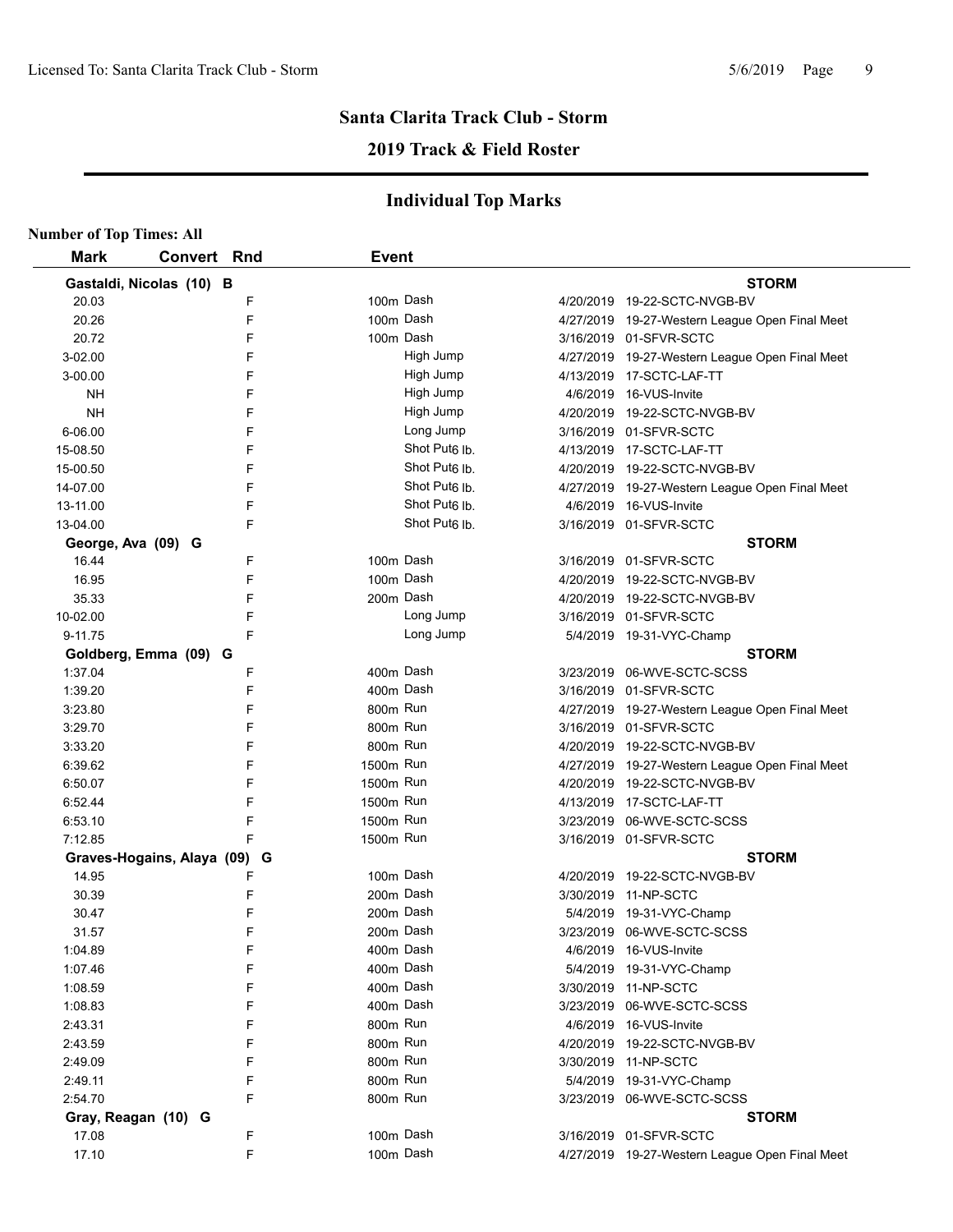## Santa Clarita Track Club - Storm

## 2019 Track & Field Roster

### Individual Top Marks

**Number of Top Times: All**

| Mark | Convert | Rnd | Event | Date | Meet |
|---|---|---|---|---|---|
| **Gastaldi, Nicolas (10) B** | | | | | **STORM** |
| 20.03 | | F | 100m Dash | 4/20/2019 | 19-22-SCTC-NVGB-BV |
| 20.26 | | F | 100m Dash | 4/27/2019 | 19-27-Western League Open Final Meet |
| 20.72 | | F | 100m Dash | 3/16/2019 | 01-SFVR-SCTC |
| 3-02.00 | | F | High Jump | 4/27/2019 | 19-27-Western League Open Final Meet |
| 3-00.00 | | F | High Jump | 4/13/2019 | 17-SCTC-LAF-TT |
| NH | | F | High Jump | 4/6/2019 | 16-VUS-Invite |
| NH | | F | High Jump | 4/20/2019 | 19-22-SCTC-NVGB-BV |
| 6-06.00 | | F | Long Jump | 3/16/2019 | 01-SFVR-SCTC |
| 15-08.50 | | F | Shot Put6 lb. | 4/13/2019 | 17-SCTC-LAF-TT |
| 15-00.50 | | F | Shot Put6 lb. | 4/20/2019 | 19-22-SCTC-NVGB-BV |
| 14-07.00 | | F | Shot Put6 lb. | 4/27/2019 | 19-27-Western League Open Final Meet |
| 13-11.00 | | F | Shot Put6 lb. | 4/6/2019 | 16-VUS-Invite |
| 13-04.00 | | F | Shot Put6 lb. | 3/16/2019 | 01-SFVR-SCTC |
| **George, Ava (09) G** | | | | | **STORM** |
| 16.44 | | F | 100m Dash | 3/16/2019 | 01-SFVR-SCTC |
| 16.95 | | F | 100m Dash | 4/20/2019 | 19-22-SCTC-NVGB-BV |
| 35.33 | | F | 200m Dash | 4/20/2019 | 19-22-SCTC-NVGB-BV |
| 10-02.00 | | F | Long Jump | 3/16/2019 | 01-SFVR-SCTC |
| 9-11.75 | | F | Long Jump | 5/4/2019 | 19-31-VYC-Champ |
| **Goldberg, Emma (09) G** | | | | | **STORM** |
| 1:37.04 | | F | 400m Dash | 3/23/2019 | 06-WVE-SCTC-SCSS |
| 1:39.20 | | F | 400m Dash | 3/16/2019 | 01-SFVR-SCTC |
| 3:23.80 | | F | 800m Run | 4/27/2019 | 19-27-Western League Open Final Meet |
| 3:29.70 | | F | 800m Run | 3/16/2019 | 01-SFVR-SCTC |
| 3:33.20 | | F | 800m Run | 4/20/2019 | 19-22-SCTC-NVGB-BV |
| 6:39.62 | | F | 1500m Run | 4/27/2019 | 19-27-Western League Open Final Meet |
| 6:50.07 | | F | 1500m Run | 4/20/2019 | 19-22-SCTC-NVGB-BV |
| 6:52.44 | | F | 1500m Run | 4/13/2019 | 17-SCTC-LAF-TT |
| 6:53.10 | | F | 1500m Run | 3/23/2019 | 06-WVE-SCTC-SCSS |
| 7:12.85 | | F | 1500m Run | 3/16/2019 | 01-SFVR-SCTC |
| **Graves-Hogains, Alaya (09) G** | | | | | **STORM** |
| 14.95 | | F | 100m Dash | 4/20/2019 | 19-22-SCTC-NVGB-BV |
| 30.39 | | F | 200m Dash | 3/30/2019 | 11-NP-SCTC |
| 30.47 | | F | 200m Dash | 5/4/2019 | 19-31-VYC-Champ |
| 31.57 | | F | 200m Dash | 3/23/2019 | 06-WVE-SCTC-SCSS |
| 1:04.89 | | F | 400m Dash | 4/6/2019 | 16-VUS-Invite |
| 1:07.46 | | F | 400m Dash | 5/4/2019 | 19-31-VYC-Champ |
| 1:08.59 | | F | 400m Dash | 3/30/2019 | 11-NP-SCTC |
| 1:08.83 | | F | 400m Dash | 3/23/2019 | 06-WVE-SCTC-SCSS |
| 2:43.31 | | F | 800m Run | 4/6/2019 | 16-VUS-Invite |
| 2:43.59 | | F | 800m Run | 4/20/2019 | 19-22-SCTC-NVGB-BV |
| 2:49.09 | | F | 800m Run | 3/30/2019 | 11-NP-SCTC |
| 2:49.11 | | F | 800m Run | 5/4/2019 | 19-31-VYC-Champ |
| 2:54.70 | | F | 800m Run | 3/23/2019 | 06-WVE-SCTC-SCSS |
| **Gray, Reagan (10) G** | | | | | **STORM** |
| 17.08 | | F | 100m Dash | 3/16/2019 | 01-SFVR-SCTC |
| 17.10 | | F | 100m Dash | 4/27/2019 | 19-27-Western League Open Final Meet |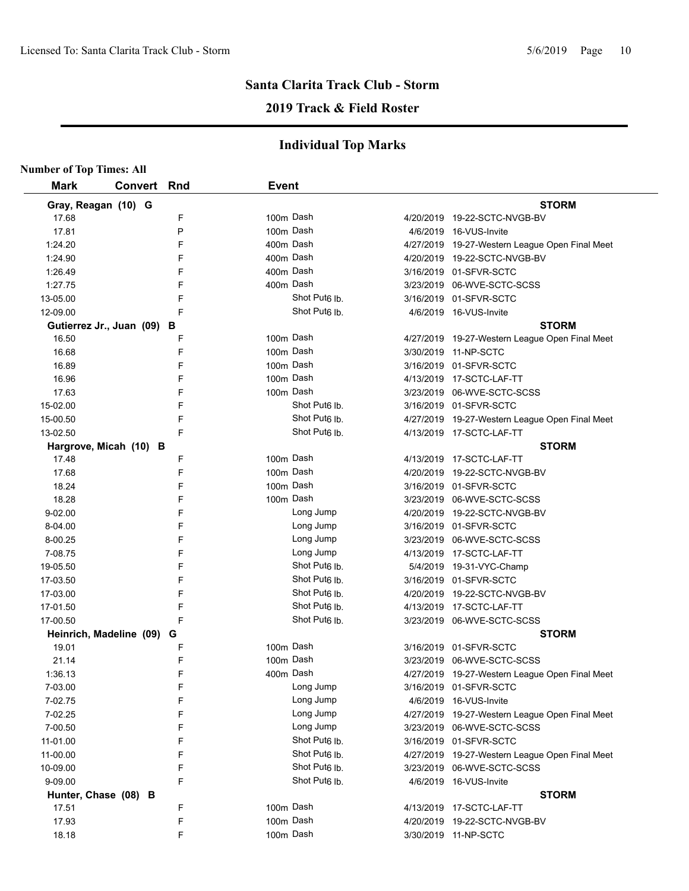## Santa Clarita Track Club - Storm

## 2019 Track & Field Roster

### Individual Top Marks

**Number of Top Times: All**

| Mark | Convert | Rnd | Event | Date | Meet |
|---|---|---|---|---|---|
| **Gray, Reagan (10) G** | | | | | **STORM** |
| 17.68 | | F | 100m Dash | 4/20/2019 | 19-22-SCTC-NVGB-BV |
| 17.81 | | P | 100m Dash | 4/6/2019 | 16-VUS-Invite |
| 1:24.20 | | F | 400m Dash | 4/27/2019 | 19-27-Western League Open Final Meet |
| 1:24.90 | | F | 400m Dash | 4/20/2019 | 19-22-SCTC-NVGB-BV |
| 1:26.49 | | F | 400m Dash | 3/16/2019 | 01-SFVR-SCTC |
| 1:27.75 | | F | 400m Dash | 3/23/2019 | 06-WVE-SCTC-SCSS |
| 13-05.00 | | F | Shot Put6 lb. | 3/16/2019 | 01-SFVR-SCTC |
| 12-09.00 | | F | Shot Put6 lb. | 4/6/2019 | 16-VUS-Invite |
| **Gutierrez Jr., Juan (09) B** | | | | | **STORM** |
| 16.50 | | F | 100m Dash | 4/27/2019 | 19-27-Western League Open Final Meet |
| 16.68 | | F | 100m Dash | 3/30/2019 | 11-NP-SCTC |
| 16.89 | | F | 100m Dash | 3/16/2019 | 01-SFVR-SCTC |
| 16.96 | | F | 100m Dash | 4/13/2019 | 17-SCTC-LAF-TT |
| 17.63 | | F | 100m Dash | 3/23/2019 | 06-WVE-SCTC-SCSS |
| 15-02.00 | | F | Shot Put6 lb. | 3/16/2019 | 01-SFVR-SCTC |
| 15-00.50 | | F | Shot Put6 lb. | 4/27/2019 | 19-27-Western League Open Final Meet |
| 13-02.50 | | F | Shot Put6 lb. | 4/13/2019 | 17-SCTC-LAF-TT |
| **Hargrove, Micah (10) B** | | | | | **STORM** |
| 17.48 | | F | 100m Dash | 4/13/2019 | 17-SCTC-LAF-TT |
| 17.68 | | F | 100m Dash | 4/20/2019 | 19-22-SCTC-NVGB-BV |
| 18.24 | | F | 100m Dash | 3/16/2019 | 01-SFVR-SCTC |
| 18.28 | | F | 100m Dash | 3/23/2019 | 06-WVE-SCTC-SCSS |
| 9-02.00 | | F | Long Jump | 4/20/2019 | 19-22-SCTC-NVGB-BV |
| 8-04.00 | | F | Long Jump | 3/16/2019 | 01-SFVR-SCTC |
| 8-00.25 | | F | Long Jump | 3/23/2019 | 06-WVE-SCTC-SCSS |
| 7-08.75 | | F | Long Jump | 4/13/2019 | 17-SCTC-LAF-TT |
| 19-05.50 | | F | Shot Put6 lb. | 5/4/2019 | 19-31-VYC-Champ |
| 17-03.50 | | F | Shot Put6 lb. | 3/16/2019 | 01-SFVR-SCTC |
| 17-03.00 | | F | Shot Put6 lb. | 4/20/2019 | 19-22-SCTC-NVGB-BV |
| 17-01.50 | | F | Shot Put6 lb. | 4/13/2019 | 17-SCTC-LAF-TT |
| 17-00.50 | | F | Shot Put6 lb. | 3/23/2019 | 06-WVE-SCTC-SCSS |
| **Heinrich, Madeline (09) G** | | | | | **STORM** |
| 19.01 | | F | 100m Dash | 3/16/2019 | 01-SFVR-SCTC |
| 21.14 | | F | 100m Dash | 3/23/2019 | 06-WVE-SCTC-SCSS |
| 1:36.13 | | F | 400m Dash | 4/27/2019 | 19-27-Western League Open Final Meet |
| 7-03.00 | | F | Long Jump | 3/16/2019 | 01-SFVR-SCTC |
| 7-02.75 | | F | Long Jump | 4/6/2019 | 16-VUS-Invite |
| 7-02.25 | | F | Long Jump | 4/27/2019 | 19-27-Western League Open Final Meet |
| 7-00.50 | | F | Long Jump | 3/23/2019 | 06-WVE-SCTC-SCSS |
| 11-01.00 | | F | Shot Put6 lb. | 3/16/2019 | 01-SFVR-SCTC |
| 11-00.00 | | F | Shot Put6 lb. | 4/27/2019 | 19-27-Western League Open Final Meet |
| 10-09.00 | | F | Shot Put6 lb. | 3/23/2019 | 06-WVE-SCTC-SCSS |
| 9-09.00 | | F | Shot Put6 lb. | 4/6/2019 | 16-VUS-Invite |
| **Hunter, Chase (08) B** | | | | | **STORM** |
| 17.51 | | F | 100m Dash | 4/13/2019 | 17-SCTC-LAF-TT |
| 17.93 | | F | 100m Dash | 4/20/2019 | 19-22-SCTC-NVGB-BV |
| 18.18 | | F | 100m Dash | 3/30/2019 | 11-NP-SCTC |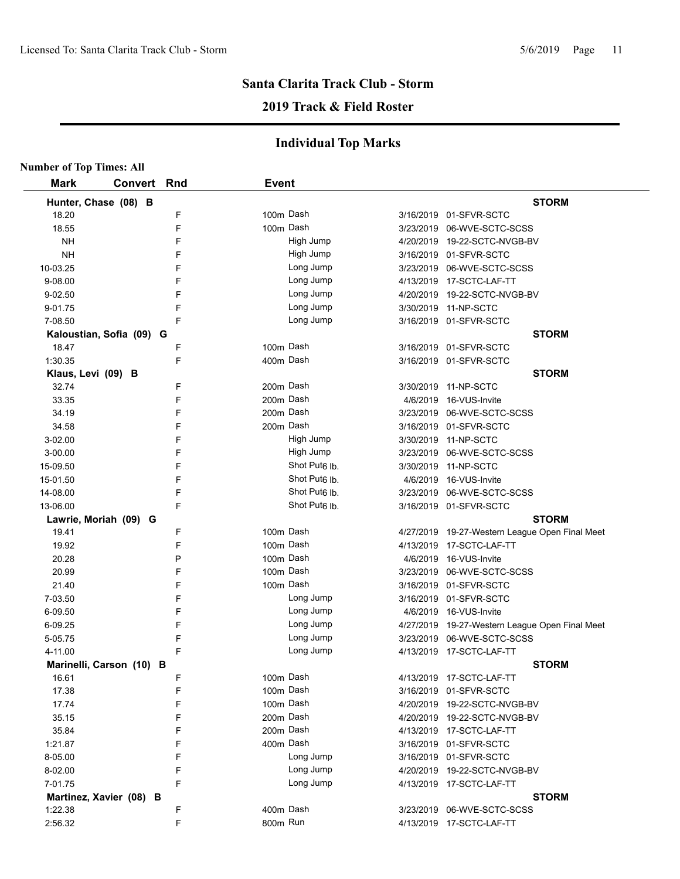# Santa Clarita Track Club - Storm

## 2019 Track & Field Roster

### Individual Top Marks

**Number of Top Times: All**

| Mark | Convert | Rnd | Event | Date | Meet |
|---|---|---|---|---|---|
| **Hunter, Chase (08) B** | | | | | **STORM** |
| 18.20 | | F | 100m Dash | 3/16/2019 | 01-SFVR-SCTC |
| 18.55 | | F | 100m Dash | 3/23/2019 | 06-WVE-SCTC-SCSS |
| NH | | F | High Jump | 4/20/2019 | 19-22-SCTC-NVGB-BV |
| NH | | F | High Jump | 3/16/2019 | 01-SFVR-SCTC |
| 10-03.25 | | F | Long Jump | 3/23/2019 | 06-WVE-SCTC-SCSS |
| 9-08.00 | | F | Long Jump | 4/13/2019 | 17-SCTC-LAF-TT |
| 9-02.50 | | F | Long Jump | 4/20/2019 | 19-22-SCTC-NVGB-BV |
| 9-01.75 | | F | Long Jump | 3/30/2019 | 11-NP-SCTC |
| 7-08.50 | | F | Long Jump | 3/16/2019 | 01-SFVR-SCTC |
| **Kaloustian, Sofia (09) G** | | | | | **STORM** |
| 18.47 | | F | 100m Dash | 3/16/2019 | 01-SFVR-SCTC |
| 1:30.35 | | F | 400m Dash | 3/16/2019 | 01-SFVR-SCTC |
| **Klaus, Levi (09) B** | | | | | **STORM** |
| 32.74 | | F | 200m Dash | 3/30/2019 | 11-NP-SCTC |
| 33.35 | | F | 200m Dash | 4/6/2019 | 16-VUS-Invite |
| 34.19 | | F | 200m Dash | 3/23/2019 | 06-WVE-SCTC-SCSS |
| 34.58 | | F | 200m Dash | 3/16/2019 | 01-SFVR-SCTC |
| 3-02.00 | | F | High Jump | 3/30/2019 | 11-NP-SCTC |
| 3-00.00 | | F | High Jump | 3/23/2019 | 06-WVE-SCTC-SCSS |
| 15-09.50 | | F | Shot Put6 lb. | 3/30/2019 | 11-NP-SCTC |
| 15-01.50 | | F | Shot Put6 lb. | 4/6/2019 | 16-VUS-Invite |
| 14-08.00 | | F | Shot Put6 lb. | 3/23/2019 | 06-WVE-SCTC-SCSS |
| 13-06.00 | | F | Shot Put6 lb. | 3/16/2019 | 01-SFVR-SCTC |
| **Lawrie, Moriah (09) G** | | | | | **STORM** |
| 19.41 | | F | 100m Dash | 4/27/2019 | 19-27-Western League Open Final Meet |
| 19.92 | | F | 100m Dash | 4/13/2019 | 17-SCTC-LAF-TT |
| 20.28 | | P | 100m Dash | 4/6/2019 | 16-VUS-Invite |
| 20.99 | | F | 100m Dash | 3/23/2019 | 06-WVE-SCTC-SCSS |
| 21.40 | | F | 100m Dash | 3/16/2019 | 01-SFVR-SCTC |
| 7-03.50 | | F | Long Jump | 3/16/2019 | 01-SFVR-SCTC |
| 6-09.50 | | F | Long Jump | 4/6/2019 | 16-VUS-Invite |
| 6-09.25 | | F | Long Jump | 4/27/2019 | 19-27-Western League Open Final Meet |
| 5-05.75 | | F | Long Jump | 3/23/2019 | 06-WVE-SCTC-SCSS |
| 4-11.00 | | F | Long Jump | 4/13/2019 | 17-SCTC-LAF-TT |
| **Marinelli, Carson (10) B** | | | | | **STORM** |
| 16.61 | | F | 100m Dash | 4/13/2019 | 17-SCTC-LAF-TT |
| 17.38 | | F | 100m Dash | 3/16/2019 | 01-SFVR-SCTC |
| 17.74 | | F | 100m Dash | 4/20/2019 | 19-22-SCTC-NVGB-BV |
| 35.15 | | F | 200m Dash | 4/20/2019 | 19-22-SCTC-NVGB-BV |
| 35.84 | | F | 200m Dash | 4/13/2019 | 17-SCTC-LAF-TT |
| 1:21.87 | | F | 400m Dash | 3/16/2019 | 01-SFVR-SCTC |
| 8-05.00 | | F | Long Jump | 3/16/2019 | 01-SFVR-SCTC |
| 8-02.00 | | F | Long Jump | 4/20/2019 | 19-22-SCTC-NVGB-BV |
| 7-01.75 | | F | Long Jump | 4/13/2019 | 17-SCTC-LAF-TT |
| **Martinez, Xavier (08) B** | | | | | **STORM** |
| 1:22.38 | | F | 400m Dash | 3/23/2019 | 06-WVE-SCTC-SCSS |
| 2:56.32 | | F | 800m Run | 4/13/2019 | 17-SCTC-LAF-TT |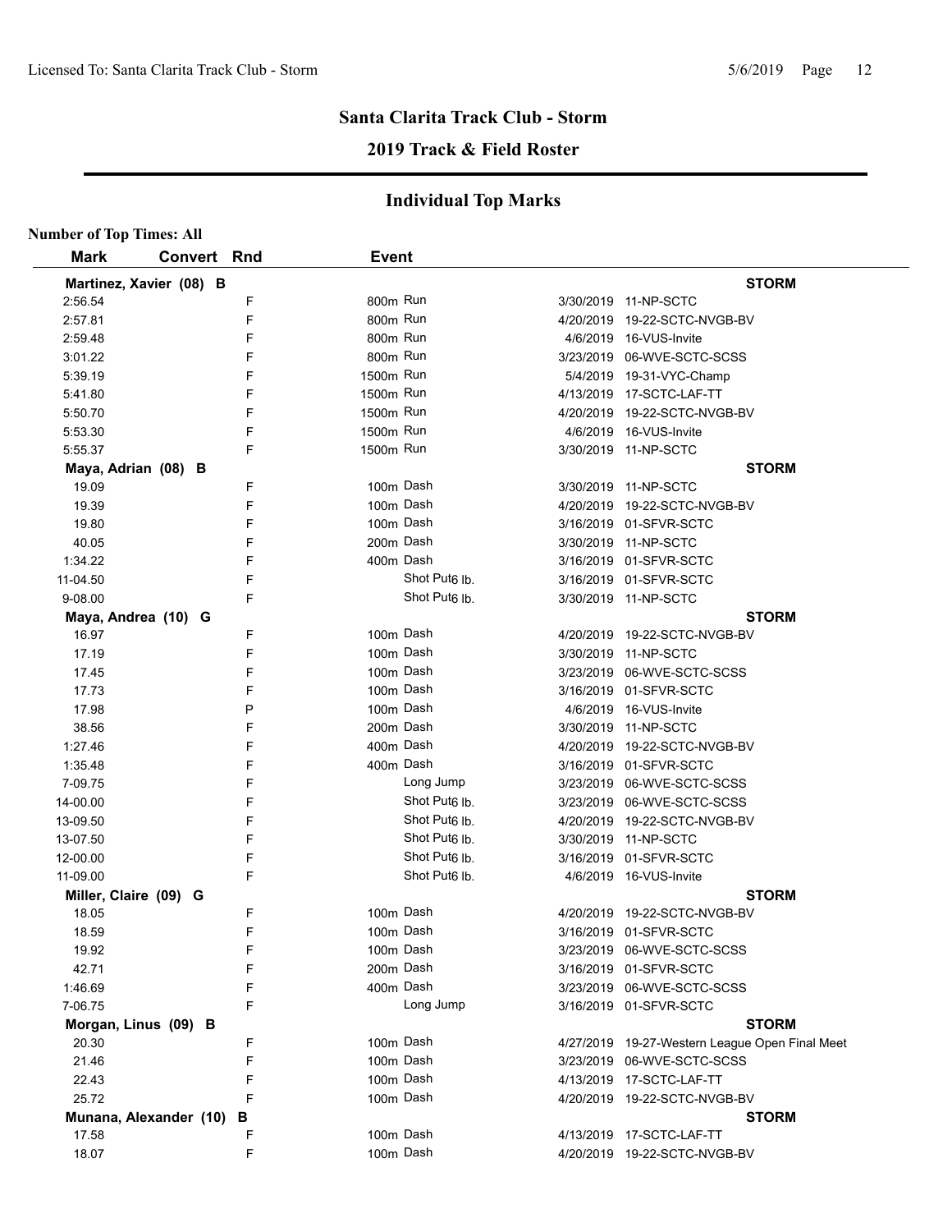## Santa Clarita Track Club - Storm

## 2019 Track & Field Roster

### Individual Top Marks

**Number of Top Times: All**

| Mark | Convert | Rnd | Event | | |
|---|---|---|---|---|---|
| **Martinez, Xavier (08) B** | | | | | **STORM** |
| 2:56.54 | | F | 800m Run | 3/30/2019 | 11-NP-SCTC |
| 2:57.81 | | F | 800m Run | 4/20/2019 | 19-22-SCTC-NVGB-BV |
| 2:59.48 | | F | 800m Run | 4/6/2019 | 16-VUS-Invite |
| 3:01.22 | | F | 800m Run | 3/23/2019 | 06-WVE-SCTC-SCSS |
| 5:39.19 | | F | 1500m Run | 5/4/2019 | 19-31-VYC-Champ |
| 5:41.80 | | F | 1500m Run | 4/13/2019 | 17-SCTC-LAF-TT |
| 5:50.70 | | F | 1500m Run | 4/20/2019 | 19-22-SCTC-NVGB-BV |
| 5:53.30 | | F | 1500m Run | 4/6/2019 | 16-VUS-Invite |
| 5:55.37 | | F | 1500m Run | 3/30/2019 | 11-NP-SCTC |
| **Maya, Adrian (08) B** | | | | | **STORM** |
| 19.09 | | F | 100m Dash | 3/30/2019 | 11-NP-SCTC |
| 19.39 | | F | 100m Dash | 4/20/2019 | 19-22-SCTC-NVGB-BV |
| 19.80 | | F | 100m Dash | 3/16/2019 | 01-SFVR-SCTC |
| 40.05 | | F | 200m Dash | 3/30/2019 | 11-NP-SCTC |
| 1:34.22 | | F | 400m Dash | 3/16/2019 | 01-SFVR-SCTC |
| 11-04.50 | | F | Shot Put6 lb. | 3/16/2019 | 01-SFVR-SCTC |
| 9-08.00 | | F | Shot Put6 lb. | 3/30/2019 | 11-NP-SCTC |
| **Maya, Andrea (10) G** | | | | | **STORM** |
| 16.97 | | F | 100m Dash | 4/20/2019 | 19-22-SCTC-NVGB-BV |
| 17.19 | | F | 100m Dash | 3/30/2019 | 11-NP-SCTC |
| 17.45 | | F | 100m Dash | 3/23/2019 | 06-WVE-SCTC-SCSS |
| 17.73 | | F | 100m Dash | 3/16/2019 | 01-SFVR-SCTC |
| 17.98 | | P | 100m Dash | 4/6/2019 | 16-VUS-Invite |
| 38.56 | | F | 200m Dash | 3/30/2019 | 11-NP-SCTC |
| 1:27.46 | | F | 400m Dash | 4/20/2019 | 19-22-SCTC-NVGB-BV |
| 1:35.48 | | F | 400m Dash | 3/16/2019 | 01-SFVR-SCTC |
| 7-09.75 | | F | Long Jump | 3/23/2019 | 06-WVE-SCTC-SCSS |
| 14-00.00 | | F | Shot Put6 lb. | 3/23/2019 | 06-WVE-SCTC-SCSS |
| 13-09.50 | | F | Shot Put6 lb. | 4/20/2019 | 19-22-SCTC-NVGB-BV |
| 13-07.50 | | F | Shot Put6 lb. | 3/30/2019 | 11-NP-SCTC |
| 12-00.00 | | F | Shot Put6 lb. | 3/16/2019 | 01-SFVR-SCTC |
| 11-09.00 | | F | Shot Put6 lb. | 4/6/2019 | 16-VUS-Invite |
| **Miller, Claire (09) G** | | | | | **STORM** |
| 18.05 | | F | 100m Dash | 4/20/2019 | 19-22-SCTC-NVGB-BV |
| 18.59 | | F | 100m Dash | 3/16/2019 | 01-SFVR-SCTC |
| 19.92 | | F | 100m Dash | 3/23/2019 | 06-WVE-SCTC-SCSS |
| 42.71 | | F | 200m Dash | 3/16/2019 | 01-SFVR-SCTC |
| 1:46.69 | | F | 400m Dash | 3/23/2019 | 06-WVE-SCTC-SCSS |
| 7-06.75 | | F | Long Jump | 3/16/2019 | 01-SFVR-SCTC |
| **Morgan, Linus (09) B** | | | | | **STORM** |
| 20.30 | | F | 100m Dash | 4/27/2019 | 19-27-Western League Open Final Meet |
| 21.46 | | F | 100m Dash | 3/23/2019 | 06-WVE-SCTC-SCSS |
| 22.43 | | F | 100m Dash | 4/13/2019 | 17-SCTC-LAF-TT |
| 25.72 | | F | 100m Dash | 4/20/2019 | 19-22-SCTC-NVGB-BV |
| **Munana, Alexander (10) B** | | | | | **STORM** |
| 17.58 | | F | 100m Dash | 4/13/2019 | 17-SCTC-LAF-TT |
| 18.07 | | F | 100m Dash | 4/20/2019 | 19-22-SCTC-NVGB-BV |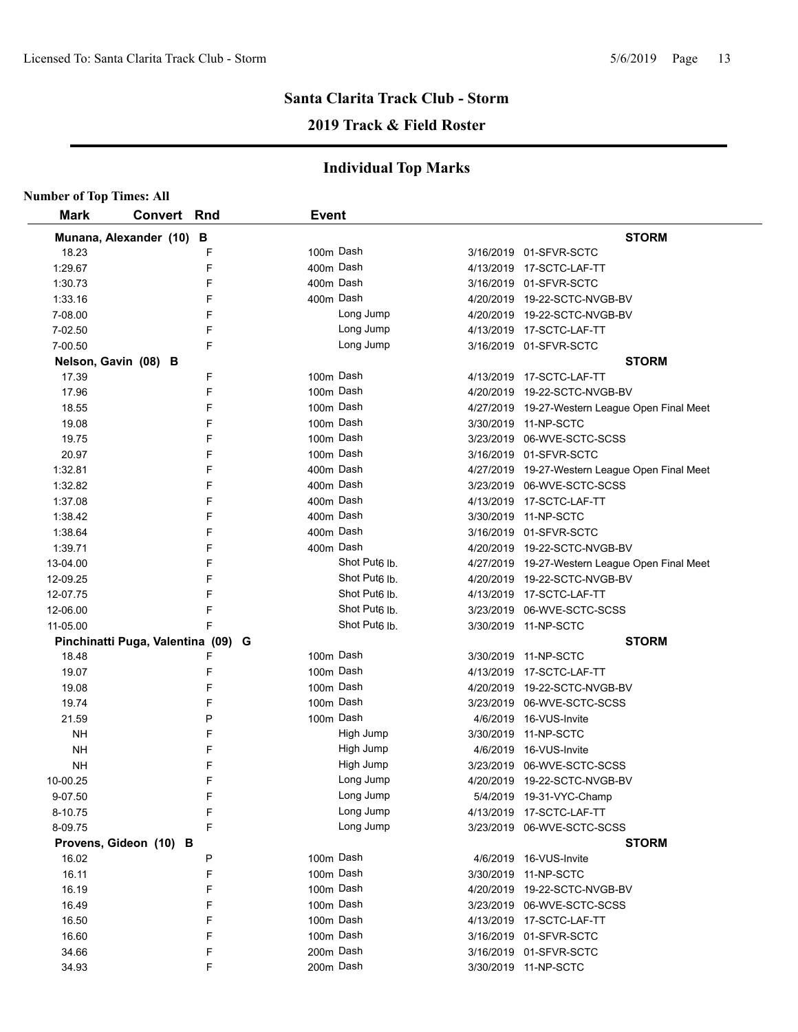## Santa Clarita Track Club - Storm

### 2019 Track & Field Roster

### Individual Top Marks

**Number of Top Times: All**

| Mark | Convert | Rnd | Event | Date | Meet |
|---|---|---|---|---|---|
| **Munana, Alexander (10) B** | | | | | **STORM** |
| 18.23 | | F | 100m Dash | 3/16/2019 | 01-SFVR-SCTC |
| 1:29.67 | | F | 400m Dash | 4/13/2019 | 17-SCTC-LAF-TT |
| 1:30.73 | | F | 400m Dash | 3/16/2019 | 01-SFVR-SCTC |
| 1:33.16 | | F | 400m Dash | 4/20/2019 | 19-22-SCTC-NVGB-BV |
| 7-08.00 | | F | Long Jump | 4/20/2019 | 19-22-SCTC-NVGB-BV |
| 7-02.50 | | F | Long Jump | 4/13/2019 | 17-SCTC-LAF-TT |
| 7-00.50 | | F | Long Jump | 3/16/2019 | 01-SFVR-SCTC |
| **Nelson, Gavin (08) B** | | | | | **STORM** |
| 17.39 | | F | 100m Dash | 4/13/2019 | 17-SCTC-LAF-TT |
| 17.96 | | F | 100m Dash | 4/20/2019 | 19-22-SCTC-NVGB-BV |
| 18.55 | | F | 100m Dash | 4/27/2019 | 19-27-Western League Open Final Meet |
| 19.08 | | F | 100m Dash | 3/30/2019 | 11-NP-SCTC |
| 19.75 | | F | 100m Dash | 3/23/2019 | 06-WVE-SCTC-SCSS |
| 20.97 | | F | 100m Dash | 3/16/2019 | 01-SFVR-SCTC |
| 1:32.81 | | F | 400m Dash | 4/27/2019 | 19-27-Western League Open Final Meet |
| 1:32.82 | | F | 400m Dash | 3/23/2019 | 06-WVE-SCTC-SCSS |
| 1:37.08 | | F | 400m Dash | 4/13/2019 | 17-SCTC-LAF-TT |
| 1:38.42 | | F | 400m Dash | 3/30/2019 | 11-NP-SCTC |
| 1:38.64 | | F | 400m Dash | 3/16/2019 | 01-SFVR-SCTC |
| 1:39.71 | | F | 400m Dash | 4/20/2019 | 19-22-SCTC-NVGB-BV |
| 13-04.00 | | F | Shot Put6 lb. | 4/27/2019 | 19-27-Western League Open Final Meet |
| 12-09.25 | | F | Shot Put6 lb. | 4/20/2019 | 19-22-SCTC-NVGB-BV |
| 12-07.75 | | F | Shot Put6 lb. | 4/13/2019 | 17-SCTC-LAF-TT |
| 12-06.00 | | F | Shot Put6 lb. | 3/23/2019 | 06-WVE-SCTC-SCSS |
| 11-05.00 | | F | Shot Put6 lb. | 3/30/2019 | 11-NP-SCTC |
| **Pinchinatti Puga, Valentina (09) G** | | | | | **STORM** |
| 18.48 | | F | 100m Dash | 3/30/2019 | 11-NP-SCTC |
| 19.07 | | F | 100m Dash | 4/13/2019 | 17-SCTC-LAF-TT |
| 19.08 | | F | 100m Dash | 4/20/2019 | 19-22-SCTC-NVGB-BV |
| 19.74 | | F | 100m Dash | 3/23/2019 | 06-WVE-SCTC-SCSS |
| 21.59 | | P | 100m Dash | 4/6/2019 | 16-VUS-Invite |
| NH | | F | High Jump | 3/30/2019 | 11-NP-SCTC |
| NH | | F | High Jump | 4/6/2019 | 16-VUS-Invite |
| NH | | F | High Jump | 3/23/2019 | 06-WVE-SCTC-SCSS |
| 10-00.25 | | F | Long Jump | 4/20/2019 | 19-22-SCTC-NVGB-BV |
| 9-07.50 | | F | Long Jump | 5/4/2019 | 19-31-VYC-Champ |
| 8-10.75 | | F | Long Jump | 4/13/2019 | 17-SCTC-LAF-TT |
| 8-09.75 | | F | Long Jump | 3/23/2019 | 06-WVE-SCTC-SCSS |
| **Provens, Gideon (10) B** | | | | | **STORM** |
| 16.02 | | P | 100m Dash | 4/6/2019 | 16-VUS-Invite |
| 16.11 | | F | 100m Dash | 3/30/2019 | 11-NP-SCTC |
| 16.19 | | F | 100m Dash | 4/20/2019 | 19-22-SCTC-NVGB-BV |
| 16.49 | | F | 100m Dash | 3/23/2019 | 06-WVE-SCTC-SCSS |
| 16.50 | | F | 100m Dash | 4/13/2019 | 17-SCTC-LAF-TT |
| 16.60 | | F | 100m Dash | 3/16/2019 | 01-SFVR-SCTC |
| 34.66 | | F | 200m Dash | 3/16/2019 | 01-SFVR-SCTC |
| 34.93 | | F | 200m Dash | 3/30/2019 | 11-NP-SCTC |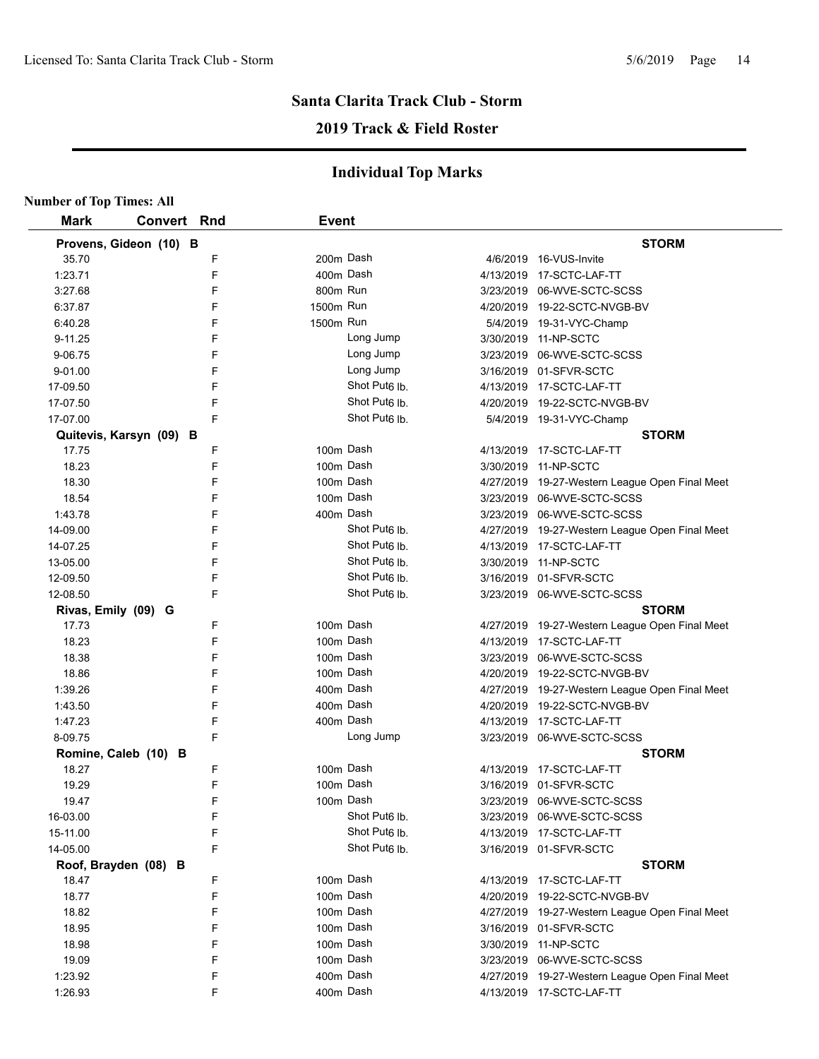## Santa Clarita Track Club - Storm

## 2019 Track & Field Roster

### Individual Top Marks

**Number of Top Times: All**

| Mark | Convert | Rnd | Event | Date | Meet |
|---|---|---|---|---|---|
| **Provens, Gideon (10) B** | | | | | **STORM** |
| 35.70 | | F | 200m Dash | 4/6/2019 | 16-VUS-Invite |
| 1:23.71 | | F | 400m Dash | 4/13/2019 | 17-SCTC-LAF-TT |
| 3:27.68 | | F | 800m Run | 3/23/2019 | 06-WVE-SCTC-SCSS |
| 6:37.87 | | F | 1500m Run | 4/20/2019 | 19-22-SCTC-NVGB-BV |
| 6:40.28 | | F | 1500m Run | 5/4/2019 | 19-31-VYC-Champ |
| 9-11.25 | | F | Long Jump | 3/30/2019 | 11-NP-SCTC |
| 9-06.75 | | F | Long Jump | 3/23/2019 | 06-WVE-SCTC-SCSS |
| 9-01.00 | | F | Long Jump | 3/16/2019 | 01-SFVR-SCTC |
| 17-09.50 | | F | Shot Put6 lb. | 4/13/2019 | 17-SCTC-LAF-TT |
| 17-07.50 | | F | Shot Put6 lb. | 4/20/2019 | 19-22-SCTC-NVGB-BV |
| 17-07.00 | | F | Shot Put6 lb. | 5/4/2019 | 19-31-VYC-Champ |
| **Quitevis, Karsyn (09) B** | | | | | **STORM** |
| 17.75 | | F | 100m Dash | 4/13/2019 | 17-SCTC-LAF-TT |
| 18.23 | | F | 100m Dash | 3/30/2019 | 11-NP-SCTC |
| 18.30 | | F | 100m Dash | 4/27/2019 | 19-27-Western League Open Final Meet |
| 18.54 | | F | 100m Dash | 3/23/2019 | 06-WVE-SCTC-SCSS |
| 1:43.78 | | F | 400m Dash | 3/23/2019 | 06-WVE-SCTC-SCSS |
| 14-09.00 | | F | Shot Put6 lb. | 4/27/2019 | 19-27-Western League Open Final Meet |
| 14-07.25 | | F | Shot Put6 lb. | 4/13/2019 | 17-SCTC-LAF-TT |
| 13-05.00 | | F | Shot Put6 lb. | 3/30/2019 | 11-NP-SCTC |
| 12-09.50 | | F | Shot Put6 lb. | 3/16/2019 | 01-SFVR-SCTC |
| 12-08.50 | | F | Shot Put6 lb. | 3/23/2019 | 06-WVE-SCTC-SCSS |
| **Rivas, Emily (09) G** | | | | | **STORM** |
| 17.73 | | F | 100m Dash | 4/27/2019 | 19-27-Western League Open Final Meet |
| 18.23 | | F | 100m Dash | 4/13/2019 | 17-SCTC-LAF-TT |
| 18.38 | | F | 100m Dash | 3/23/2019 | 06-WVE-SCTC-SCSS |
| 18.86 | | F | 100m Dash | 4/20/2019 | 19-22-SCTC-NVGB-BV |
| 1:39.26 | | F | 400m Dash | 4/27/2019 | 19-27-Western League Open Final Meet |
| 1:43.50 | | F | 400m Dash | 4/20/2019 | 19-22-SCTC-NVGB-BV |
| 1:47.23 | | F | 400m Dash | 4/13/2019 | 17-SCTC-LAF-TT |
| 8-09.75 | | F | Long Jump | 3/23/2019 | 06-WVE-SCTC-SCSS |
| **Romine, Caleb (10) B** | | | | | **STORM** |
| 18.27 | | F | 100m Dash | 4/13/2019 | 17-SCTC-LAF-TT |
| 19.29 | | F | 100m Dash | 3/16/2019 | 01-SFVR-SCTC |
| 19.47 | | F | 100m Dash | 3/23/2019 | 06-WVE-SCTC-SCSS |
| 16-03.00 | | F | Shot Put6 lb. | 3/23/2019 | 06-WVE-SCTC-SCSS |
| 15-11.00 | | F | Shot Put6 lb. | 4/13/2019 | 17-SCTC-LAF-TT |
| 14-05.00 | | F | Shot Put6 lb. | 3/16/2019 | 01-SFVR-SCTC |
| **Roof, Brayden (08) B** | | | | | **STORM** |
| 18.47 | | F | 100m Dash | 4/13/2019 | 17-SCTC-LAF-TT |
| 18.77 | | F | 100m Dash | 4/20/2019 | 19-22-SCTC-NVGB-BV |
| 18.82 | | F | 100m Dash | 4/27/2019 | 19-27-Western League Open Final Meet |
| 18.95 | | F | 100m Dash | 3/16/2019 | 01-SFVR-SCTC |
| 18.98 | | F | 100m Dash | 3/30/2019 | 11-NP-SCTC |
| 19.09 | | F | 100m Dash | 3/23/2019 | 06-WVE-SCTC-SCSS |
| 1:23.92 | | F | 400m Dash | 4/27/2019 | 19-27-Western League Open Final Meet |
| 1:26.93 | | F | 400m Dash | 4/13/2019 | 17-SCTC-LAF-TT |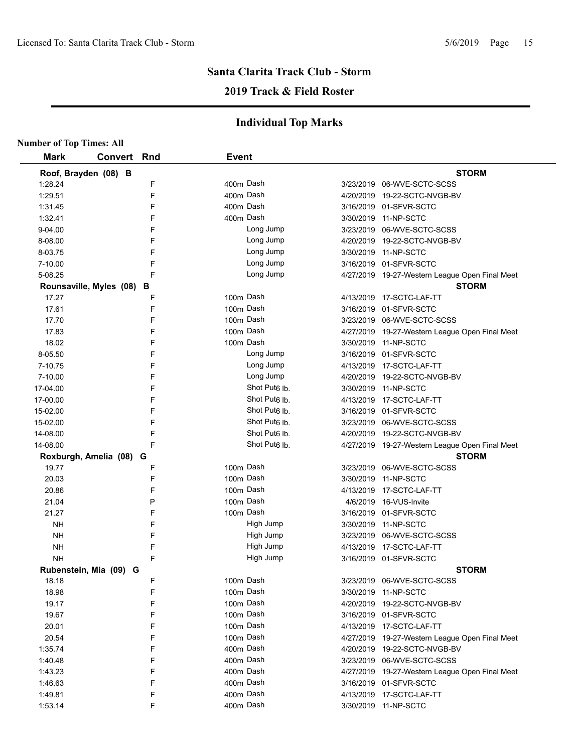Licensed To: Santa Clarita Track Club - Storm

## Santa Clarita Track Club - Storm

## 2019 Track & Field Roster

### Individual Top Marks

**Number of Top Times: All**

| Mark | Convert | Rnd | Event | Date | Meet |
|---|---|---|---|---|---|
| **Roof, Brayden (08) B** | | | | | **STORM** |
| 1:28.24 | | F | 400m Dash | 3/23/2019 | 06-WVE-SCTC-SCSS |
| 1:29.51 | | F | 400m Dash | 4/20/2019 | 19-22-SCTC-NVGB-BV |
| 1:31.45 | | F | 400m Dash | 3/16/2019 | 01-SFVR-SCTC |
| 1:32.41 | | F | 400m Dash | 3/30/2019 | 11-NP-SCTC |
| 9-04.00 | | F | Long Jump | 3/23/2019 | 06-WVE-SCTC-SCSS |
| 8-08.00 | | F | Long Jump | 4/20/2019 | 19-22-SCTC-NVGB-BV |
| 8-03.75 | | F | Long Jump | 3/30/2019 | 11-NP-SCTC |
| 7-10.00 | | F | Long Jump | 3/16/2019 | 01-SFVR-SCTC |
| 5-08.25 | | F | Long Jump | 4/27/2019 | 19-27-Western League Open Final Meet |
| **Rounsaville, Myles (08) B** | | | | | **STORM** |
| 17.27 | | F | 100m Dash | 4/13/2019 | 17-SCTC-LAF-TT |
| 17.61 | | F | 100m Dash | 3/16/2019 | 01-SFVR-SCTC |
| 17.70 | | F | 100m Dash | 3/23/2019 | 06-WVE-SCTC-SCSS |
| 17.83 | | F | 100m Dash | 4/27/2019 | 19-27-Western League Open Final Meet |
| 18.02 | | F | 100m Dash | 3/30/2019 | 11-NP-SCTC |
| 8-05.50 | | F | Long Jump | 3/16/2019 | 01-SFVR-SCTC |
| 7-10.75 | | F | Long Jump | 4/13/2019 | 17-SCTC-LAF-TT |
| 7-10.00 | | F | Long Jump | 4/20/2019 | 19-22-SCTC-NVGB-BV |
| 17-04.00 | | F | Shot Put 6 lb. | 3/30/2019 | 11-NP-SCTC |
| 17-00.00 | | F | Shot Put 6 lb. | 4/13/2019 | 17-SCTC-LAF-TT |
| 15-02.00 | | F | Shot Put 6 lb. | 3/16/2019 | 01-SFVR-SCTC |
| 15-02.00 | | F | Shot Put 6 lb. | 3/23/2019 | 06-WVE-SCTC-SCSS |
| 14-08.00 | | F | Shot Put 6 lb. | 4/20/2019 | 19-22-SCTC-NVGB-BV |
| 14-08.00 | | F | Shot Put 6 lb. | 4/27/2019 | 19-27-Western League Open Final Meet |
| **Roxburgh, Amelia (08) G** | | | | | **STORM** |
| 19.77 | | F | 100m Dash | 3/23/2019 | 06-WVE-SCTC-SCSS |
| 20.03 | | F | 100m Dash | 3/30/2019 | 11-NP-SCTC |
| 20.86 | | F | 100m Dash | 4/13/2019 | 17-SCTC-LAF-TT |
| 21.04 | | P | 100m Dash | 4/6/2019 | 16-VUS-Invite |
| 21.27 | | F | 100m Dash | 3/16/2019 | 01-SFVR-SCTC |
| NH | | F | High Jump | 3/30/2019 | 11-NP-SCTC |
| NH | | F | High Jump | 3/23/2019 | 06-WVE-SCTC-SCSS |
| NH | | F | High Jump | 4/13/2019 | 17-SCTC-LAF-TT |
| NH | | F | High Jump | 3/16/2019 | 01-SFVR-SCTC |
| **Rubenstein, Mia (09) G** | | | | | **STORM** |
| 18.18 | | F | 100m Dash | 3/23/2019 | 06-WVE-SCTC-SCSS |
| 18.98 | | F | 100m Dash | 3/30/2019 | 11-NP-SCTC |
| 19.17 | | F | 100m Dash | 4/20/2019 | 19-22-SCTC-NVGB-BV |
| 19.67 | | F | 100m Dash | 3/16/2019 | 01-SFVR-SCTC |
| 20.01 | | F | 100m Dash | 4/13/2019 | 17-SCTC-LAF-TT |
| 20.54 | | F | 100m Dash | 4/27/2019 | 19-27-Western League Open Final Meet |
| 1:35.74 | | F | 400m Dash | 4/20/2019 | 19-22-SCTC-NVGB-BV |
| 1:40.48 | | F | 400m Dash | 3/23/2019 | 06-WVE-SCTC-SCSS |
| 1:43.23 | | F | 400m Dash | 4/27/2019 | 19-27-Western League Open Final Meet |
| 1:46.63 | | F | 400m Dash | 3/16/2019 | 01-SFVR-SCTC |
| 1:49.81 | | F | 400m Dash | 4/13/2019 | 17-SCTC-LAF-TT |
| 1:53.14 | | F | 400m Dash | 3/30/2019 | 11-NP-SCTC |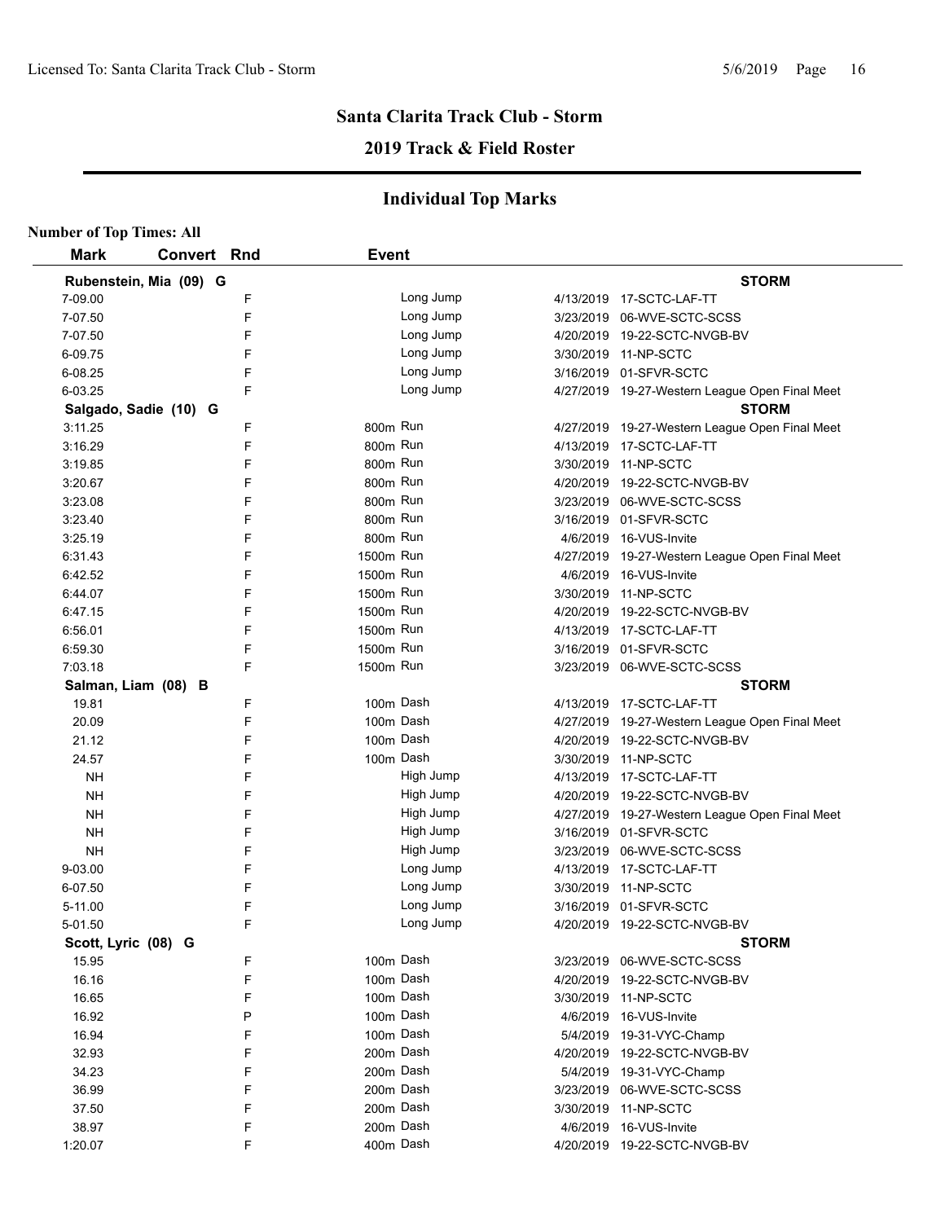## Santa Clarita Track Club - Storm

## 2019 Track & Field Roster

## Individual Top Marks

**Number of Top Times: All**

| Mark | Convert | Rnd | Event | Date | Meet |
|---|---|---|---|---|---|
| **Rubenstein, Mia (09) G** | | | | | **STORM** |
| 7-09.00 | | F | Long Jump | 4/13/2019 | 17-SCTC-LAF-TT |
| 7-07.50 | | F | Long Jump | 3/23/2019 | 06-WVE-SCTC-SCSS |
| 7-07.50 | | F | Long Jump | 4/20/2019 | 19-22-SCTC-NVGB-BV |
| 6-09.75 | | F | Long Jump | 3/30/2019 | 11-NP-SCTC |
| 6-08.25 | | F | Long Jump | 3/16/2019 | 01-SFVR-SCTC |
| 6-03.25 | | F | Long Jump | 4/27/2019 | 19-27-Western League Open Final Meet |
| **Salgado, Sadie (10) G** | | | | | **STORM** |
| 3:11.25 | | F | 800m Run | 4/27/2019 | 19-27-Western League Open Final Meet |
| 3:16.29 | | F | 800m Run | 4/13/2019 | 17-SCTC-LAF-TT |
| 3:19.85 | | F | 800m Run | 3/30/2019 | 11-NP-SCTC |
| 3:20.67 | | F | 800m Run | 4/20/2019 | 19-22-SCTC-NVGB-BV |
| 3:23.08 | | F | 800m Run | 3/23/2019 | 06-WVE-SCTC-SCSS |
| 3:23.40 | | F | 800m Run | 3/16/2019 | 01-SFVR-SCTC |
| 3:25.19 | | F | 800m Run | 4/6/2019 | 16-VUS-Invite |
| 6:31.43 | | F | 1500m Run | 4/27/2019 | 19-27-Western League Open Final Meet |
| 6:42.52 | | F | 1500m Run | 4/6/2019 | 16-VUS-Invite |
| 6:44.07 | | F | 1500m Run | 3/30/2019 | 11-NP-SCTC |
| 6:47.15 | | F | 1500m Run | 4/20/2019 | 19-22-SCTC-NVGB-BV |
| 6:56.01 | | F | 1500m Run | 4/13/2019 | 17-SCTC-LAF-TT |
| 6:59.30 | | F | 1500m Run | 3/16/2019 | 01-SFVR-SCTC |
| 7:03.18 | | F | 1500m Run | 3/23/2019 | 06-WVE-SCTC-SCSS |
| **Salman, Liam (08) B** | | | | | **STORM** |
| 19.81 | | F | 100m Dash | 4/13/2019 | 17-SCTC-LAF-TT |
| 20.09 | | F | 100m Dash | 4/27/2019 | 19-27-Western League Open Final Meet |
| 21.12 | | F | 100m Dash | 4/20/2019 | 19-22-SCTC-NVGB-BV |
| 24.57 | | F | 100m Dash | 3/30/2019 | 11-NP-SCTC |
| NH | | F | High Jump | 4/13/2019 | 17-SCTC-LAF-TT |
| NH | | F | High Jump | 4/20/2019 | 19-22-SCTC-NVGB-BV |
| NH | | F | High Jump | 4/27/2019 | 19-27-Western League Open Final Meet |
| NH | | F | High Jump | 3/16/2019 | 01-SFVR-SCTC |
| NH | | F | High Jump | 3/23/2019 | 06-WVE-SCTC-SCSS |
| 9-03.00 | | F | Long Jump | 4/13/2019 | 17-SCTC-LAF-TT |
| 6-07.50 | | F | Long Jump | 3/30/2019 | 11-NP-SCTC |
| 5-11.00 | | F | Long Jump | 3/16/2019 | 01-SFVR-SCTC |
| 5-01.50 | | F | Long Jump | 4/20/2019 | 19-22-SCTC-NVGB-BV |
| **Scott, Lyric (08) G** | | | | | **STORM** |
| 15.95 | | F | 100m Dash | 3/23/2019 | 06-WVE-SCTC-SCSS |
| 16.16 | | F | 100m Dash | 4/20/2019 | 19-22-SCTC-NVGB-BV |
| 16.65 | | F | 100m Dash | 3/30/2019 | 11-NP-SCTC |
| 16.92 | | P | 100m Dash | 4/6/2019 | 16-VUS-Invite |
| 16.94 | | F | 100m Dash | 5/4/2019 | 19-31-VYC-Champ |
| 32.93 | | F | 200m Dash | 4/20/2019 | 19-22-SCTC-NVGB-BV |
| 34.23 | | F | 200m Dash | 5/4/2019 | 19-31-VYC-Champ |
| 36.99 | | F | 200m Dash | 3/23/2019 | 06-WVE-SCTC-SCSS |
| 37.50 | | F | 200m Dash | 3/30/2019 | 11-NP-SCTC |
| 38.97 | | F | 200m Dash | 4/6/2019 | 16-VUS-Invite |
| 1:20.07 | | F | 400m Dash | 4/20/2019 | 19-22-SCTC-NVGB-BV |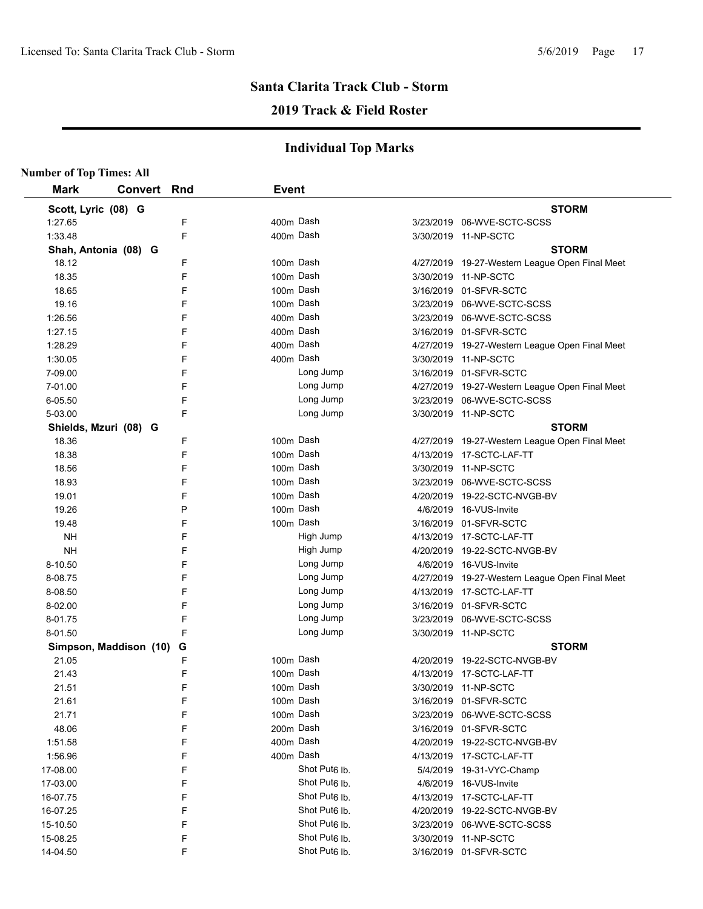## Santa Clarita Track Club - Storm

### 2019 Track & Field Roster

### Individual Top Marks

**Number of Top Times: All**

| Mark | Convert | Rnd | Event | Date | Meet |
|---|---|---|---|---|---|
| **Scott, Lyric (08) G** | | | | | **STORM** |
| 1:27.65 | | F | 400m Dash | 3/23/2019 | 06-WVE-SCTC-SCSS |
| 1:33.48 | | F | 400m Dash | 3/30/2019 | 11-NP-SCTC |
| **Shah, Antonia (08) G** | | | | | **STORM** |
| 18.12 | | F | 100m Dash | 4/27/2019 | 19-27-Western League Open Final Meet |
| 18.35 | | F | 100m Dash | 3/30/2019 | 11-NP-SCTC |
| 18.65 | | F | 100m Dash | 3/16/2019 | 01-SFVR-SCTC |
| 19.16 | | F | 100m Dash | 3/23/2019 | 06-WVE-SCTC-SCSS |
| 1:26.56 | | F | 400m Dash | 3/23/2019 | 06-WVE-SCTC-SCSS |
| 1:27.15 | | F | 400m Dash | 3/16/2019 | 01-SFVR-SCTC |
| 1:28.29 | | F | 400m Dash | 4/27/2019 | 19-27-Western League Open Final Meet |
| 1:30.05 | | F | 400m Dash | 3/30/2019 | 11-NP-SCTC |
| 7-09.00 | | F | Long Jump | 3/16/2019 | 01-SFVR-SCTC |
| 7-01.00 | | F | Long Jump | 4/27/2019 | 19-27-Western League Open Final Meet |
| 6-05.50 | | F | Long Jump | 3/23/2019 | 06-WVE-SCTC-SCSS |
| 5-03.00 | | F | Long Jump | 3/30/2019 | 11-NP-SCTC |
| **Shields, Mzuri (08) G** | | | | | **STORM** |
| 18.36 | | F | 100m Dash | 4/27/2019 | 19-27-Western League Open Final Meet |
| 18.38 | | F | 100m Dash | 4/13/2019 | 17-SCTC-LAF-TT |
| 18.56 | | F | 100m Dash | 3/30/2019 | 11-NP-SCTC |
| 18.93 | | F | 100m Dash | 3/23/2019 | 06-WVE-SCTC-SCSS |
| 19.01 | | F | 100m Dash | 4/20/2019 | 19-22-SCTC-NVGB-BV |
| 19.26 | | P | 100m Dash | 4/6/2019 | 16-VUS-Invite |
| 19.48 | | F | 100m Dash | 3/16/2019 | 01-SFVR-SCTC |
| NH | | F | High Jump | 4/13/2019 | 17-SCTC-LAF-TT |
| NH | | F | High Jump | 4/20/2019 | 19-22-SCTC-NVGB-BV |
| 8-10.50 | | F | Long Jump | 4/6/2019 | 16-VUS-Invite |
| 8-08.75 | | F | Long Jump | 4/27/2019 | 19-27-Western League Open Final Meet |
| 8-08.50 | | F | Long Jump | 4/13/2019 | 17-SCTC-LAF-TT |
| 8-02.00 | | F | Long Jump | 3/16/2019 | 01-SFVR-SCTC |
| 8-01.75 | | F | Long Jump | 3/23/2019 | 06-WVE-SCTC-SCSS |
| 8-01.50 | | F | Long Jump | 3/30/2019 | 11-NP-SCTC |
| **Simpson, Maddison (10) G** | | | | | **STORM** |
| 21.05 | | F | 100m Dash | 4/20/2019 | 19-22-SCTC-NVGB-BV |
| 21.43 | | F | 100m Dash | 4/13/2019 | 17-SCTC-LAF-TT |
| 21.51 | | F | 100m Dash | 3/30/2019 | 11-NP-SCTC |
| 21.61 | | F | 100m Dash | 3/16/2019 | 01-SFVR-SCTC |
| 21.71 | | F | 100m Dash | 3/23/2019 | 06-WVE-SCTC-SCSS |
| 48.06 | | F | 200m Dash | 3/16/2019 | 01-SFVR-SCTC |
| 1:51.58 | | F | 400m Dash | 4/20/2019 | 19-22-SCTC-NVGB-BV |
| 1:56.96 | | F | 400m Dash | 4/13/2019 | 17-SCTC-LAF-TT |
| 17-08.00 | | F | Shot Put 6 lb. | 5/4/2019 | 19-31-VYC-Champ |
| 17-03.00 | | F | Shot Put 6 lb. | 4/6/2019 | 16-VUS-Invite |
| 16-07.75 | | F | Shot Put 6 lb. | 4/13/2019 | 17-SCTC-LAF-TT |
| 16-07.25 | | F | Shot Put 6 lb. | 4/20/2019 | 19-22-SCTC-NVGB-BV |
| 15-10.50 | | F | Shot Put 6 lb. | 3/23/2019 | 06-WVE-SCTC-SCSS |
| 15-08.25 | | F | Shot Put 6 lb. | 3/30/2019 | 11-NP-SCTC |
| 14-04.50 | | F | Shot Put 6 lb. | 3/16/2019 | 01-SFVR-SCTC |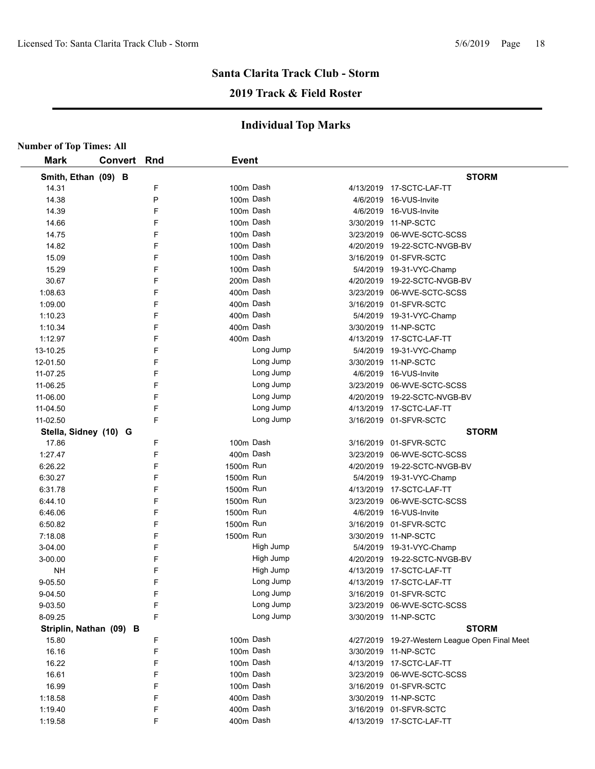## Santa Clarita Track Club - Storm

## 2019 Track & Field Roster

### Individual Top Marks

**Number of Top Times: All**

| Mark | Convert | Rnd | Event | Date | Meet |
|---|---|---|---|---|---|
| **Smith, Ethan (09) B** | | | | | **STORM** |
| 14.31 | | F | 100m Dash | 4/13/2019 | 17-SCTC-LAF-TT |
| 14.38 | | P | 100m Dash | 4/6/2019 | 16-VUS-Invite |
| 14.39 | | F | 100m Dash | 4/6/2019 | 16-VUS-Invite |
| 14.66 | | F | 100m Dash | 3/30/2019 | 11-NP-SCTC |
| 14.75 | | F | 100m Dash | 3/23/2019 | 06-WVE-SCTC-SCSS |
| 14.82 | | F | 100m Dash | 4/20/2019 | 19-22-SCTC-NVGB-BV |
| 15.09 | | F | 100m Dash | 3/16/2019 | 01-SFVR-SCTC |
| 15.29 | | F | 100m Dash | 5/4/2019 | 19-31-VYC-Champ |
| 30.67 | | F | 200m Dash | 4/20/2019 | 19-22-SCTC-NVGB-BV |
| 1:08.63 | | F | 400m Dash | 3/23/2019 | 06-WVE-SCTC-SCSS |
| 1:09.00 | | F | 400m Dash | 3/16/2019 | 01-SFVR-SCTC |
| 1:10.23 | | F | 400m Dash | 5/4/2019 | 19-31-VYC-Champ |
| 1:10.34 | | F | 400m Dash | 3/30/2019 | 11-NP-SCTC |
| 1:12.97 | | F | 400m Dash | 4/13/2019 | 17-SCTC-LAF-TT |
| 13-10.25 | | F | Long Jump | 5/4/2019 | 19-31-VYC-Champ |
| 12-01.50 | | F | Long Jump | 3/30/2019 | 11-NP-SCTC |
| 11-07.25 | | F | Long Jump | 4/6/2019 | 16-VUS-Invite |
| 11-06.25 | | F | Long Jump | 3/23/2019 | 06-WVE-SCTC-SCSS |
| 11-06.00 | | F | Long Jump | 4/20/2019 | 19-22-SCTC-NVGB-BV |
| 11-04.50 | | F | Long Jump | 4/13/2019 | 17-SCTC-LAF-TT |
| 11-02.50 | | F | Long Jump | 3/16/2019 | 01-SFVR-SCTC |
| **Stella, Sidney (10) G** | | | | | **STORM** |
| 17.86 | | F | 100m Dash | 3/16/2019 | 01-SFVR-SCTC |
| 1:27.47 | | F | 400m Dash | 3/23/2019 | 06-WVE-SCTC-SCSS |
| 6:26.22 | | F | 1500m Run | 4/20/2019 | 19-22-SCTC-NVGB-BV |
| 6:30.27 | | F | 1500m Run | 5/4/2019 | 19-31-VYC-Champ |
| 6:31.78 | | F | 1500m Run | 4/13/2019 | 17-SCTC-LAF-TT |
| 6:44.10 | | F | 1500m Run | 3/23/2019 | 06-WVE-SCTC-SCSS |
| 6:46.06 | | F | 1500m Run | 4/6/2019 | 16-VUS-Invite |
| 6:50.82 | | F | 1500m Run | 3/16/2019 | 01-SFVR-SCTC |
| 7:18.08 | | F | 1500m Run | 3/30/2019 | 11-NP-SCTC |
| 3-04.00 | | F | High Jump | 5/4/2019 | 19-31-VYC-Champ |
| 3-00.00 | | F | High Jump | 4/20/2019 | 19-22-SCTC-NVGB-BV |
| NH | | F | High Jump | 4/13/2019 | 17-SCTC-LAF-TT |
| 9-05.50 | | F | Long Jump | 4/13/2019 | 17-SCTC-LAF-TT |
| 9-04.50 | | F | Long Jump | 3/16/2019 | 01-SFVR-SCTC |
| 9-03.50 | | F | Long Jump | 3/23/2019 | 06-WVE-SCTC-SCSS |
| 8-09.25 | | F | Long Jump | 3/30/2019 | 11-NP-SCTC |
| **Striplin, Nathan (09) B** | | | | | **STORM** |
| 15.80 | | F | 100m Dash | 4/27/2019 | 19-27-Western League Open Final Meet |
| 16.16 | | F | 100m Dash | 3/30/2019 | 11-NP-SCTC |
| 16.22 | | F | 100m Dash | 4/13/2019 | 17-SCTC-LAF-TT |
| 16.61 | | F | 100m Dash | 3/23/2019 | 06-WVE-SCTC-SCSS |
| 16.99 | | F | 100m Dash | 3/16/2019 | 01-SFVR-SCTC |
| 1:18.58 | | F | 400m Dash | 3/30/2019 | 11-NP-SCTC |
| 1:19.40 | | F | 400m Dash | 3/16/2019 | 01-SFVR-SCTC |
| 1:19.58 | | F | 400m Dash | 4/13/2019 | 17-SCTC-LAF-TT |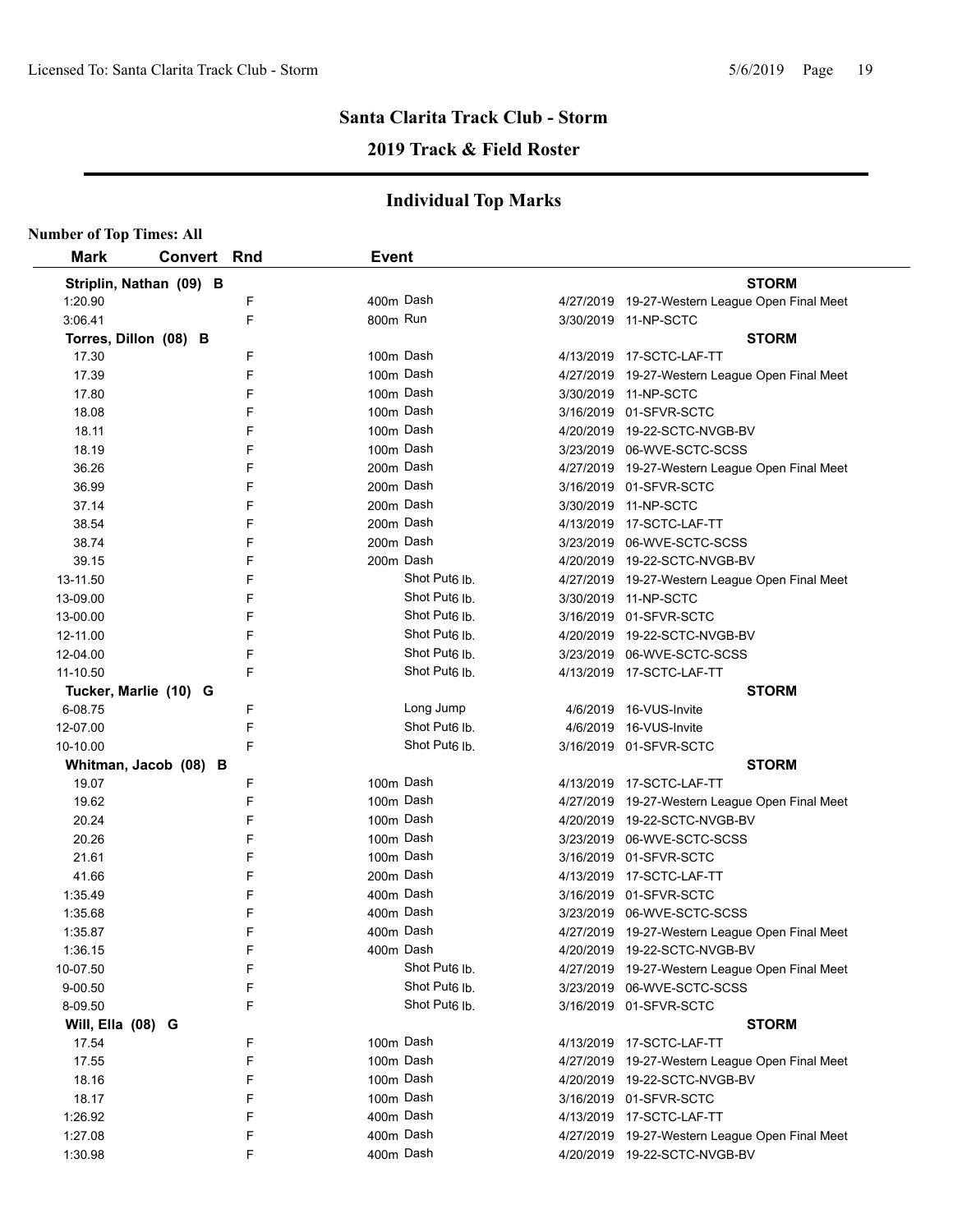# Santa Clarita Track Club - Storm

## 2019 Track & Field Roster

### Individual Top Marks

**Number of Top Times: All**

| Mark | Convert | Rnd | Event | Date | Meet |
|---|---|---|---|---|---|
| **Striplin, Nathan (09) B** | | | | | **STORM** |
| 1:20.90 | | F | 400m Dash | 4/27/2019 | 19-27-Western League Open Final Meet |
| 3:06.41 | | F | 800m Run | 3/30/2019 | 11-NP-SCTC |
| **Torres, Dillon (08) B** | | | | | **STORM** |
| 17.30 | | F | 100m Dash | 4/13/2019 | 17-SCTC-LAF-TT |
| 17.39 | | F | 100m Dash | 4/27/2019 | 19-27-Western League Open Final Meet |
| 17.80 | | F | 100m Dash | 3/30/2019 | 11-NP-SCTC |
| 18.08 | | F | 100m Dash | 3/16/2019 | 01-SFVR-SCTC |
| 18.11 | | F | 100m Dash | 4/20/2019 | 19-22-SCTC-NVGB-BV |
| 18.19 | | F | 100m Dash | 3/23/2019 | 06-WVE-SCTC-SCSS |
| 36.26 | | F | 200m Dash | 4/27/2019 | 19-27-Western League Open Final Meet |
| 36.99 | | F | 200m Dash | 3/16/2019 | 01-SFVR-SCTC |
| 37.14 | | F | 200m Dash | 3/30/2019 | 11-NP-SCTC |
| 38.54 | | F | 200m Dash | 4/13/2019 | 17-SCTC-LAF-TT |
| 38.74 | | F | 200m Dash | 3/23/2019 | 06-WVE-SCTC-SCSS |
| 39.15 | | F | 200m Dash | 4/20/2019 | 19-22-SCTC-NVGB-BV |
| 13-11.50 | | F | Shot Put6 lb. | 4/27/2019 | 19-27-Western League Open Final Meet |
| 13-09.00 | | F | Shot Put6 lb. | 3/30/2019 | 11-NP-SCTC |
| 13-00.00 | | F | Shot Put6 lb. | 3/16/2019 | 01-SFVR-SCTC |
| 12-11.00 | | F | Shot Put6 lb. | 4/20/2019 | 19-22-SCTC-NVGB-BV |
| 12-04.00 | | F | Shot Put6 lb. | 3/23/2019 | 06-WVE-SCTC-SCSS |
| 11-10.50 | | F | Shot Put6 lb. | 4/13/2019 | 17-SCTC-LAF-TT |
| **Tucker, Marlie (10) G** | | | | | **STORM** |
| 6-08.75 | | F | Long Jump | 4/6/2019 | 16-VUS-Invite |
| 12-07.00 | | F | Shot Put6 lb. | 4/6/2019 | 16-VUS-Invite |
| 10-10.00 | | F | Shot Put6 lb. | 3/16/2019 | 01-SFVR-SCTC |
| **Whitman, Jacob (08) B** | | | | | **STORM** |
| 19.07 | | F | 100m Dash | 4/13/2019 | 17-SCTC-LAF-TT |
| 19.62 | | F | 100m Dash | 4/27/2019 | 19-27-Western League Open Final Meet |
| 20.24 | | F | 100m Dash | 4/20/2019 | 19-22-SCTC-NVGB-BV |
| 20.26 | | F | 100m Dash | 3/23/2019 | 06-WVE-SCTC-SCSS |
| 21.61 | | F | 100m Dash | 3/16/2019 | 01-SFVR-SCTC |
| 41.66 | | F | 200m Dash | 4/13/2019 | 17-SCTC-LAF-TT |
| 1:35.49 | | F | 400m Dash | 3/16/2019 | 01-SFVR-SCTC |
| 1:35.68 | | F | 400m Dash | 3/23/2019 | 06-WVE-SCTC-SCSS |
| 1:35.87 | | F | 400m Dash | 4/27/2019 | 19-27-Western League Open Final Meet |
| 1:36.15 | | F | 400m Dash | 4/20/2019 | 19-22-SCTC-NVGB-BV |
| 10-07.50 | | F | Shot Put6 lb. | 4/27/2019 | 19-27-Western League Open Final Meet |
| 9-00.50 | | F | Shot Put6 lb. | 3/23/2019 | 06-WVE-SCTC-SCSS |
| 8-09.50 | | F | Shot Put6 lb. | 3/16/2019 | 01-SFVR-SCTC |
| **Will, Ella (08) G** | | | | | **STORM** |
| 17.54 | | F | 100m Dash | 4/13/2019 | 17-SCTC-LAF-TT |
| 17.55 | | F | 100m Dash | 4/27/2019 | 19-27-Western League Open Final Meet |
| 18.16 | | F | 100m Dash | 4/20/2019 | 19-22-SCTC-NVGB-BV |
| 18.17 | | F | 100m Dash | 3/16/2019 | 01-SFVR-SCTC |
| 1:26.92 | | F | 400m Dash | 4/13/2019 | 17-SCTC-LAF-TT |
| 1:27.08 | | F | 400m Dash | 4/27/2019 | 19-27-Western League Open Final Meet |
| 1:30.98 | | F | 400m Dash | 4/20/2019 | 19-22-SCTC-NVGB-BV |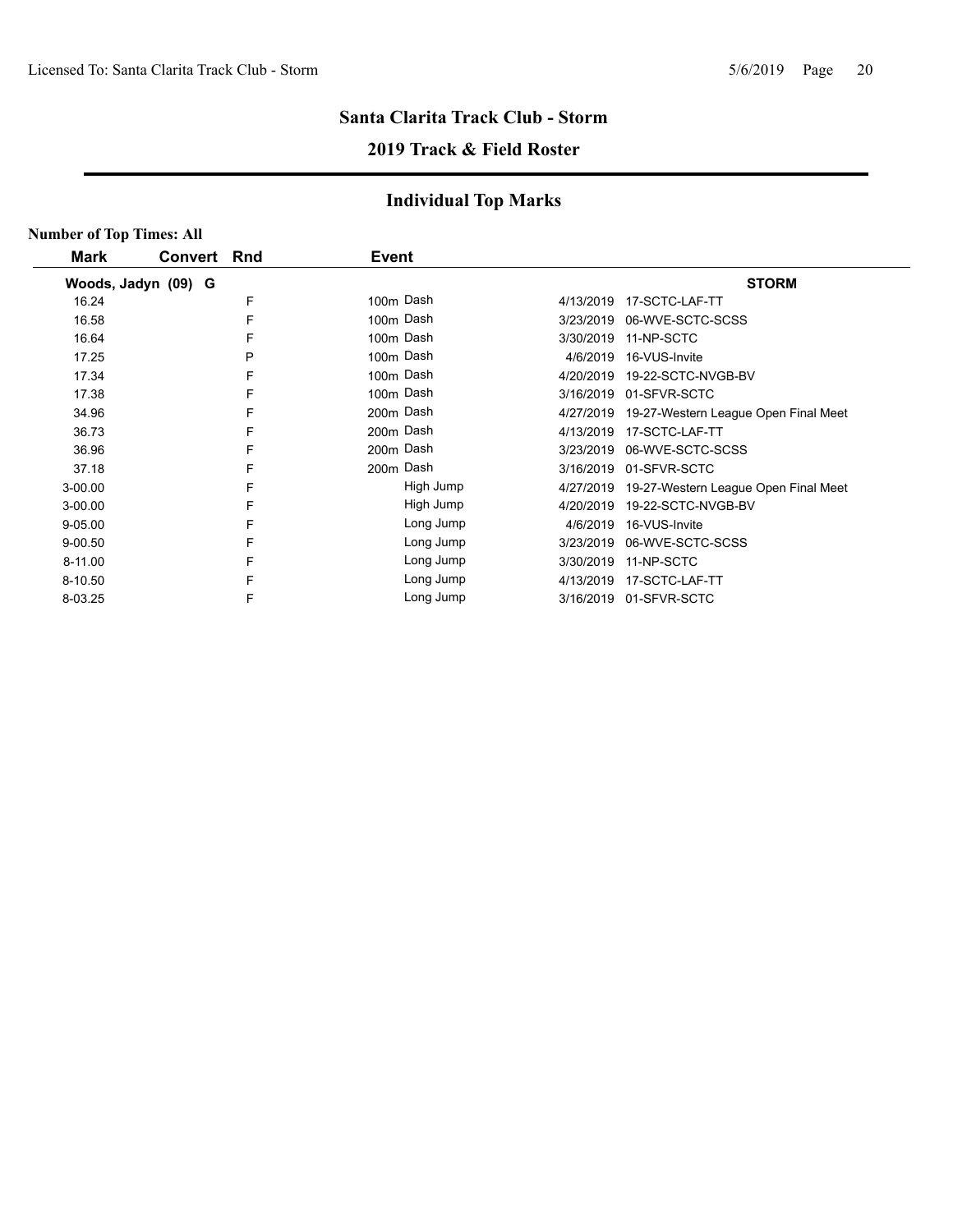## Santa Clarita Track Club - Storm

### 2019 Track & Field Roster

### Individual Top Marks

**Number of Top Times: All**

| Mark | Convert | Rnd | Event | Date | Meet |
|---|---|---|---|---|---|
| **Woods, Jadyn (09) G** | | | | | **STORM** |
| 16.24 | | F | 100m Dash | 4/13/2019 | 17-SCTC-LAF-TT |
| 16.58 | | F | 100m Dash | 3/23/2019 | 06-WVE-SCTC-SCSS |
| 16.64 | | F | 100m Dash | 3/30/2019 | 11-NP-SCTC |
| 17.25 | | P | 100m Dash | 4/6/2019 | 16-VUS-Invite |
| 17.34 | | F | 100m Dash | 4/20/2019 | 19-22-SCTC-NVGB-BV |
| 17.38 | | F | 100m Dash | 3/16/2019 | 01-SFVR-SCTC |
| 34.96 | | F | 200m Dash | 4/27/2019 | 19-27-Western League Open Final Meet |
| 36.73 | | F | 200m Dash | 4/13/2019 | 17-SCTC-LAF-TT |
| 36.96 | | F | 200m Dash | 3/23/2019 | 06-WVE-SCTC-SCSS |
| 37.18 | | F | 200m Dash | 3/16/2019 | 01-SFVR-SCTC |
| 3-00.00 | | F | High Jump | 4/27/2019 | 19-27-Western League Open Final Meet |
| 3-00.00 | | F | High Jump | 4/20/2019 | 19-22-SCTC-NVGB-BV |
| 9-05.00 | | F | Long Jump | 4/6/2019 | 16-VUS-Invite |
| 9-00.50 | | F | Long Jump | 3/23/2019 | 06-WVE-SCTC-SCSS |
| 8-11.00 | | F | Long Jump | 3/30/2019 | 11-NP-SCTC |
| 8-10.50 | | F | Long Jump | 4/13/2019 | 17-SCTC-LAF-TT |
| 8-03.25 | | F | Long Jump | 3/16/2019 | 01-SFVR-SCTC |